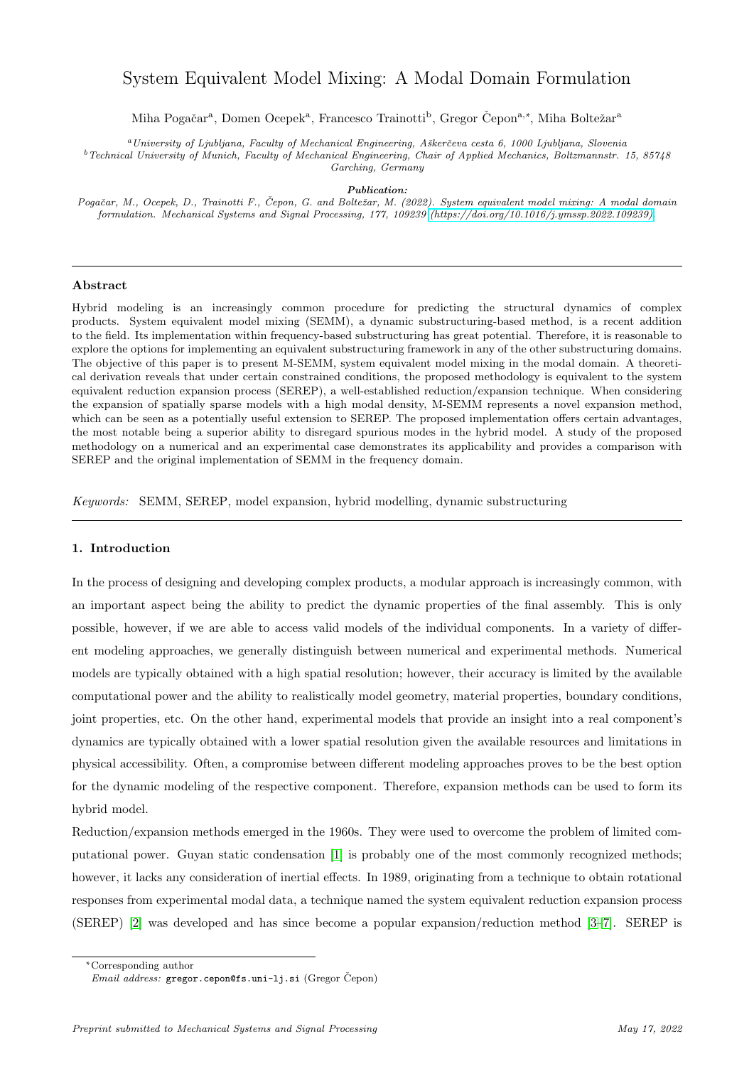# System Equivalent Model Mixing: A Modal Domain Formulation

Miha Pogačar[a], Domen Ocepek[a], Francesco Trainotti[b], Gregor Čepon[a,*], Miha Boltežar[a]

[a] *University of Ljubljana, Faculty of Mechanical Engineering, Aškerčeva cesta 6, 1000 Ljubljana, Slovenia*
[b] *Technical University of Munich, Faculty of Mechanical Engineering, Chair of Applied Mechanics, Boltzmannstr. 15, 85748 Garching, Germany*

***Publication:***
*Pogačar, M., Ocepek, D., Trainotti F., Čepon, G. and Boltežar, M. (2022). System equivalent model mixing: A modal domain formulation. Mechanical Systems and Signal Processing, 177, 109239 (https://doi.org/10.1016/j.ymssp.2022.109239)*

---

### Abstract

Hybrid modeling is an increasingly common procedure for predicting the structural dynamics of complex products. System equivalent model mixing (SEMM), a dynamic substructuring-based method, is a recent addition to the field. Its implementation within frequency-based substructuring has great potential. Therefore, it is reasonable to explore the options for implementing an equivalent substructuring framework in any of the other substructuring domains. The objective of this paper is to present M-SEMM, system equivalent model mixing in the modal domain. A theoretical derivation reveals that under certain constrained conditions, the proposed methodology is equivalent to the system equivalent reduction expansion process (SEREP), a well-established reduction/expansion technique. When considering the expansion of spatially sparse models with a high modal density, M-SEMM represents a novel expansion method, which can be seen as a potentially useful extension to SEREP. The proposed implementation offers certain advantages, the most notable being a superior ability to disregard spurious modes in the hybrid model. A study of the proposed methodology on a numerical and an experimental case demonstrates its applicability and provides a comparison with SEREP and the original implementation of SEMM in the frequency domain.

*Keywords:* SEMM, SEREP, model expansion, hybrid modelling, dynamic substructuring

---

### 1. Introduction

In the process of designing and developing complex products, a modular approach is increasingly common, with an important aspect being the ability to predict the dynamic properties of the final assembly. This is only possible, however, if we are able to access valid models of the individual components. In a variety of different modeling approaches, we generally distinguish between numerical and experimental methods. Numerical models are typically obtained with a high spatial resolution; however, their accuracy is limited by the available computational power and the ability to realistically model geometry, material properties, boundary conditions, joint properties, etc. On the other hand, experimental models that provide an insight into a real component's dynamics are typically obtained with a lower spatial resolution given the available resources and limitations in physical accessibility. Often, a compromise between different modeling approaches proves to be the best option for the dynamic modeling of the respective component. Therefore, expansion methods can be used to form its hybrid model.

Reduction/expansion methods emerged in the 1960s. They were used to overcome the problem of limited computational power. Guyan static condensation [1] is probably one of the most commonly recognized methods; however, it lacks any consideration of inertial effects. In 1989, originating from a technique to obtain rotational responses from experimental modal data, a technique named the system equivalent reduction expansion process (SEREP) [2] was developed and has since become a popular expansion/reduction method [3–7]. SEREP is

---

*Corresponding author
*Email address:* gregor.cepon@fs.uni-lj.si (Gregor Čepon)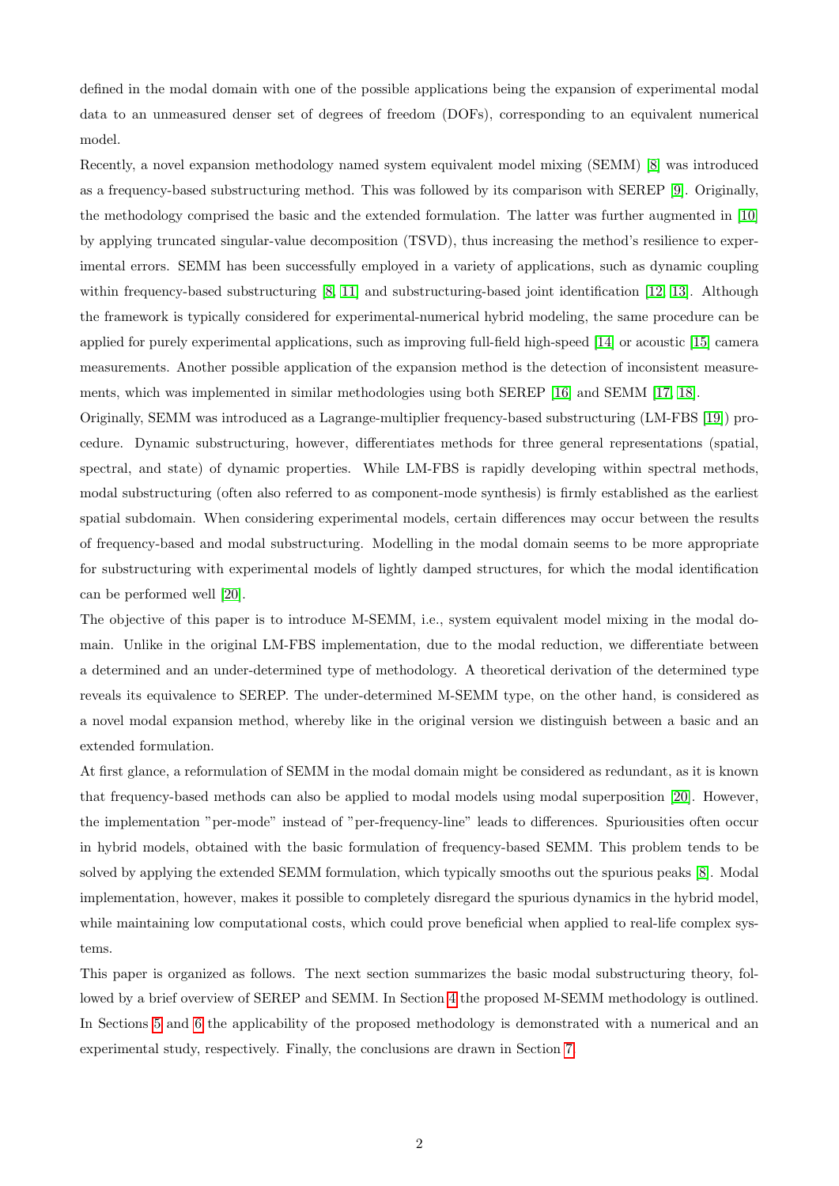defined in the modal domain with one of the possible applications being the expansion of experimental modal data to an unmeasured denser set of degrees of freedom (DOFs), corresponding to an equivalent numerical model.

Recently, a novel expansion methodology named system equivalent model mixing (SEMM) [8] was introduced as a frequency-based substructuring method. This was followed by its comparison with SEREP [9]. Originally, the methodology comprised the basic and the extended formulation. The latter was further augmented in [10] by applying truncated singular-value decomposition (TSVD), thus increasing the method's resilience to experimental errors. SEMM has been successfully employed in a variety of applications, such as dynamic coupling within frequency-based substructuring [8, 11] and substructuring-based joint identification [12, 13]. Although the framework is typically considered for experimental-numerical hybrid modeling, the same procedure can be applied for purely experimental applications, such as improving full-field high-speed [14] or acoustic [15] camera measurements. Another possible application of the expansion method is the detection of inconsistent measurements, which was implemented in similar methodologies using both SEREP [16] and SEMM [17, 18].

Originally, SEMM was introduced as a Lagrange-multiplier frequency-based substructuring (LM-FBS [19]) procedure. Dynamic substructuring, however, differentiates methods for three general representations (spatial, spectral, and state) of dynamic properties. While LM-FBS is rapidly developing within spectral methods, modal substructuring (often also referred to as component-mode synthesis) is firmly established as the earliest spatial subdomain. When considering experimental models, certain differences may occur between the results of frequency-based and modal substructuring. Modelling in the modal domain seems to be more appropriate for substructuring with experimental models of lightly damped structures, for which the modal identification can be performed well [20].

The objective of this paper is to introduce M-SEMM, i.e., system equivalent model mixing in the modal domain. Unlike in the original LM-FBS implementation, due to the modal reduction, we differentiate between a determined and an under-determined type of methodology. A theoretical derivation of the determined type reveals its equivalence to SEREP. The under-determined M-SEMM type, on the other hand, is considered as a novel modal expansion method, whereby like in the original version we distinguish between a basic and an extended formulation.

At first glance, a reformulation of SEMM in the modal domain might be considered as redundant, as it is known that frequency-based methods can also be applied to modal models using modal superposition [20]. However, the implementation "per-mode" instead of "per-frequency-line" leads to differences. Spuriousities often occur in hybrid models, obtained with the basic formulation of frequency-based SEMM. This problem tends to be solved by applying the extended SEMM formulation, which typically smooths out the spurious peaks [8]. Modal implementation, however, makes it possible to completely disregard the spurious dynamics in the hybrid model, while maintaining low computational costs, which could prove beneficial when applied to real-life complex systems.

This paper is organized as follows. The next section summarizes the basic modal substructuring theory, followed by a brief overview of SEREP and SEMM. In Section 4 the proposed M-SEMM methodology is outlined. In Sections 5 and 6 the applicability of the proposed methodology is demonstrated with a numerical and an experimental study, respectively. Finally, the conclusions are drawn in Section 7.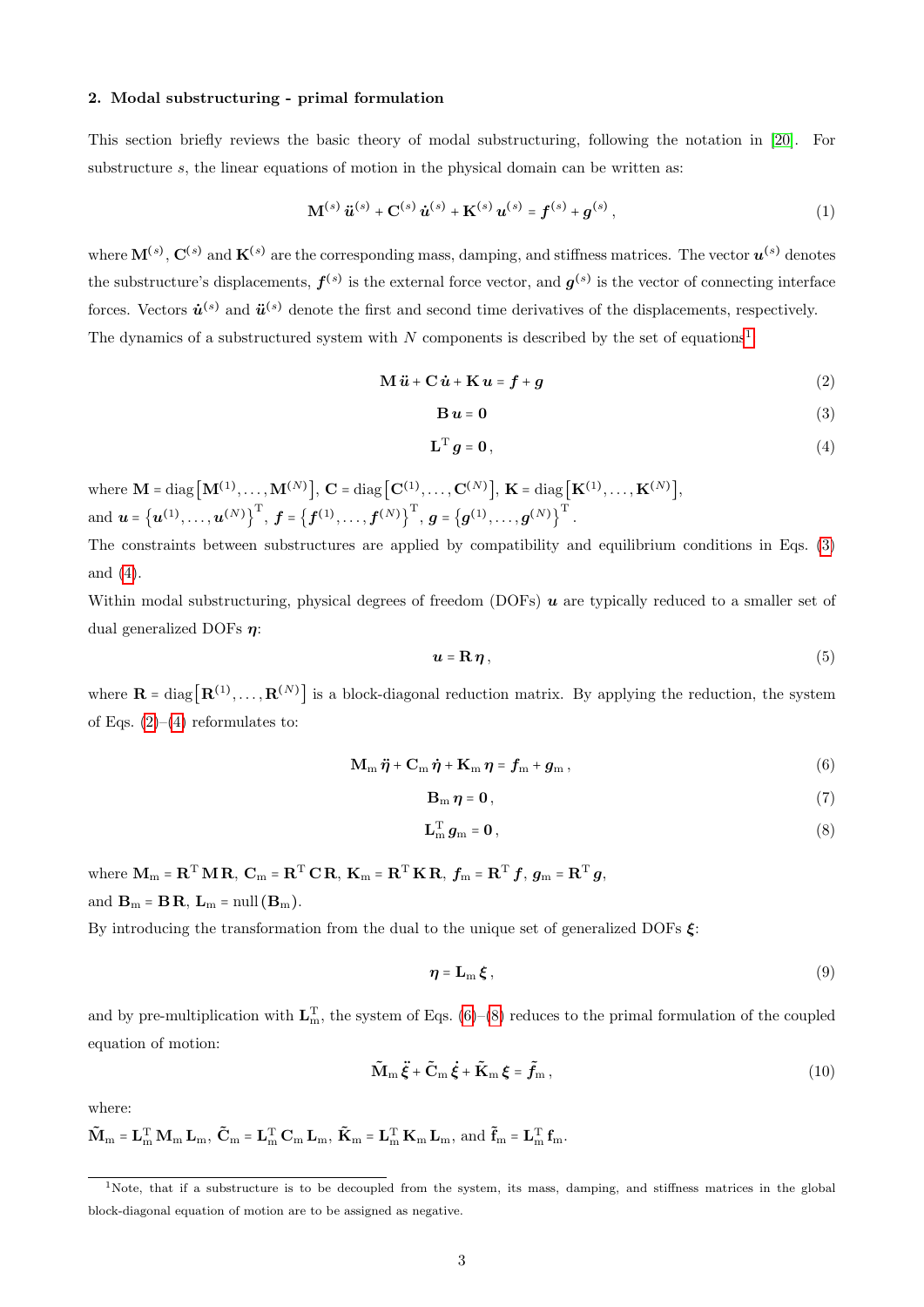## 2. Modal substructuring - primal formulation

This section briefly reviews the basic theory of modal substructuring, following the notation in [20]. For substructure $s$, the linear equations of motion in the physical domain can be written as:

$$\mathbf{M}^{(s)}\,\ddot{\boldsymbol{u}}^{(s)} + \mathbf{C}^{(s)}\,\dot{\boldsymbol{u}}^{(s)} + \mathbf{K}^{(s)}\,\boldsymbol{u}^{(s)} = \boldsymbol{f}^{(s)} + \boldsymbol{g}^{(s)}\,, \tag{1}$$

where $\mathbf{M}^{(s)}$, $\mathbf{C}^{(s)}$ and $\mathbf{K}^{(s)}$ are the corresponding mass, damping, and stiffness matrices. The vector $\boldsymbol{u}^{(s)}$ denotes the substructure's displacements, $\boldsymbol{f}^{(s)}$ is the external force vector, and $\boldsymbol{g}^{(s)}$ is the vector of connecting interface forces. Vectors $\dot{\boldsymbol{u}}^{(s)}$ and $\ddot{\boldsymbol{u}}^{(s)}$ denote the first and second time derivatives of the displacements, respectively.
The dynamics of a substructured system with $N$ components is described by the set of equations[1]

$$\mathbf{M}\,\ddot{\boldsymbol{u}} + \mathbf{C}\,\dot{\boldsymbol{u}} + \mathbf{K}\,\boldsymbol{u} = \boldsymbol{f} + \boldsymbol{g} \tag{2}$$

$$\mathbf{B}\,\boldsymbol{u} = \mathbf{0} \tag{3}$$

$$\mathbf{L}^{\mathrm{T}}\,\boldsymbol{g} = \mathbf{0}\,, \tag{4}$$

where $\mathbf{M} = \mathrm{diag}\left[\mathbf{M}^{(1)}, \ldots, \mathbf{M}^{(N)}\right]$, $\mathbf{C} = \mathrm{diag}\left[\mathbf{C}^{(1)}, \ldots, \mathbf{C}^{(N)}\right]$, $\mathbf{K} = \mathrm{diag}\left[\mathbf{K}^{(1)}, \ldots, \mathbf{K}^{(N)}\right]$,
and $\boldsymbol{u} = \left\{\boldsymbol{u}^{(1)}, \ldots, \boldsymbol{u}^{(N)}\right\}^{\mathrm{T}}$, $\boldsymbol{f} = \left\{\boldsymbol{f}^{(1)}, \ldots, \boldsymbol{f}^{(N)}\right\}^{\mathrm{T}}$, $\boldsymbol{g} = \left\{\boldsymbol{g}^{(1)}, \ldots, \boldsymbol{g}^{(N)}\right\}^{\mathrm{T}}$.
The constraints between substructures are applied by compatibility and equilibrium conditions in Eqs. (3) and (4).
Within modal substructuring, physical degrees of freedom (DOFs) $\boldsymbol{u}$ are typically reduced to a smaller set of dual generalized DOFs $\boldsymbol{\eta}$:

$$\boldsymbol{u} = \mathbf{R}\,\boldsymbol{\eta}\,, \tag{5}$$

where $\mathbf{R} = \mathrm{diag}\left[\mathbf{R}^{(1)}, \ldots, \mathbf{R}^{(N)}\right]$ is a block-diagonal reduction matrix. By applying the reduction, the system of Eqs. (2)–(4) reformulates to:

$$\mathbf{M}_{\mathrm{m}}\,\ddot{\boldsymbol{\eta}} + \mathbf{C}_{\mathrm{m}}\,\dot{\boldsymbol{\eta}} + \mathbf{K}_{\mathrm{m}}\,\boldsymbol{\eta} = \boldsymbol{f}_{\mathrm{m}} + \boldsymbol{g}_{\mathrm{m}}\,, \tag{6}$$

$$\mathbf{B}_{\mathrm{m}}\,\boldsymbol{\eta} = \mathbf{0}\,, \tag{7}$$

$$\mathbf{L}_{\mathrm{m}}^{\mathrm{T}}\,\boldsymbol{g}_{\mathrm{m}} = \mathbf{0}\,, \tag{8}$$

where $\mathbf{M}_{\mathrm{m}} = \mathbf{R}^{\mathrm{T}}\,\mathbf{M}\,\mathbf{R}$, $\mathbf{C}_{\mathrm{m}} = \mathbf{R}^{\mathrm{T}}\,\mathbf{C}\,\mathbf{R}$, $\mathbf{K}_{\mathrm{m}} = \mathbf{R}^{\mathrm{T}}\,\mathbf{K}\,\mathbf{R}$, $\boldsymbol{f}_{\mathrm{m}} = \mathbf{R}^{\mathrm{T}}\,\boldsymbol{f}$, $\boldsymbol{g}_{\mathrm{m}} = \mathbf{R}^{\mathrm{T}}\,\boldsymbol{g}$,
and $\mathbf{B}_{\mathrm{m}} = \mathbf{B}\,\mathbf{R}$, $\mathbf{L}_{\mathrm{m}} = \mathrm{null}\left(\mathbf{B}_{\mathrm{m}}\right)$.
By introducing the transformation from the dual to the unique set of generalized DOFs $\boldsymbol{\xi}$:

$$\boldsymbol{\eta} = \mathbf{L}_{\mathrm{m}}\,\boldsymbol{\xi}\,, \tag{9}$$

and by pre-multiplication with $\mathbf{L}_{\mathrm{m}}^{\mathrm{T}}$, the system of Eqs. (6)–(8) reduces to the primal formulation of the coupled equation of motion:

$$\tilde{\mathbf{M}}_{\mathrm{m}}\,\ddot{\boldsymbol{\xi}} + \tilde{\mathbf{C}}_{\mathrm{m}}\,\dot{\boldsymbol{\xi}} + \tilde{\mathbf{K}}_{\mathrm{m}}\,\boldsymbol{\xi} = \tilde{\boldsymbol{f}}_{\mathrm{m}}\,, \tag{10}$$

where:
$\tilde{\mathbf{M}}_{\mathrm{m}} = \mathbf{L}_{\mathrm{m}}^{\mathrm{T}}\,\mathbf{M}_{\mathrm{m}}\,\mathbf{L}_{\mathrm{m}}$, $\tilde{\mathbf{C}}_{\mathrm{m}} = \mathbf{L}_{\mathrm{m}}^{\mathrm{T}}\,\mathbf{C}_{\mathrm{m}}\,\mathbf{L}_{\mathrm{m}}$, $\tilde{\mathbf{K}}_{\mathrm{m}} = \mathbf{L}_{\mathrm{m}}^{\mathrm{T}}\,\mathbf{K}_{\mathrm{m}}\,\mathbf{L}_{\mathrm{m}}$, and $\tilde{\mathbf{f}}_{\mathrm{m}} = \mathbf{L}_{\mathrm{m}}^{\mathrm{T}}\,\mathbf{f}_{\mathrm{m}}$.

---

[1] Note, that if a substructure is to be decoupled from the system, its mass, damping, and stiffness matrices in the global block-diagonal equation of motion are to be assigned as negative.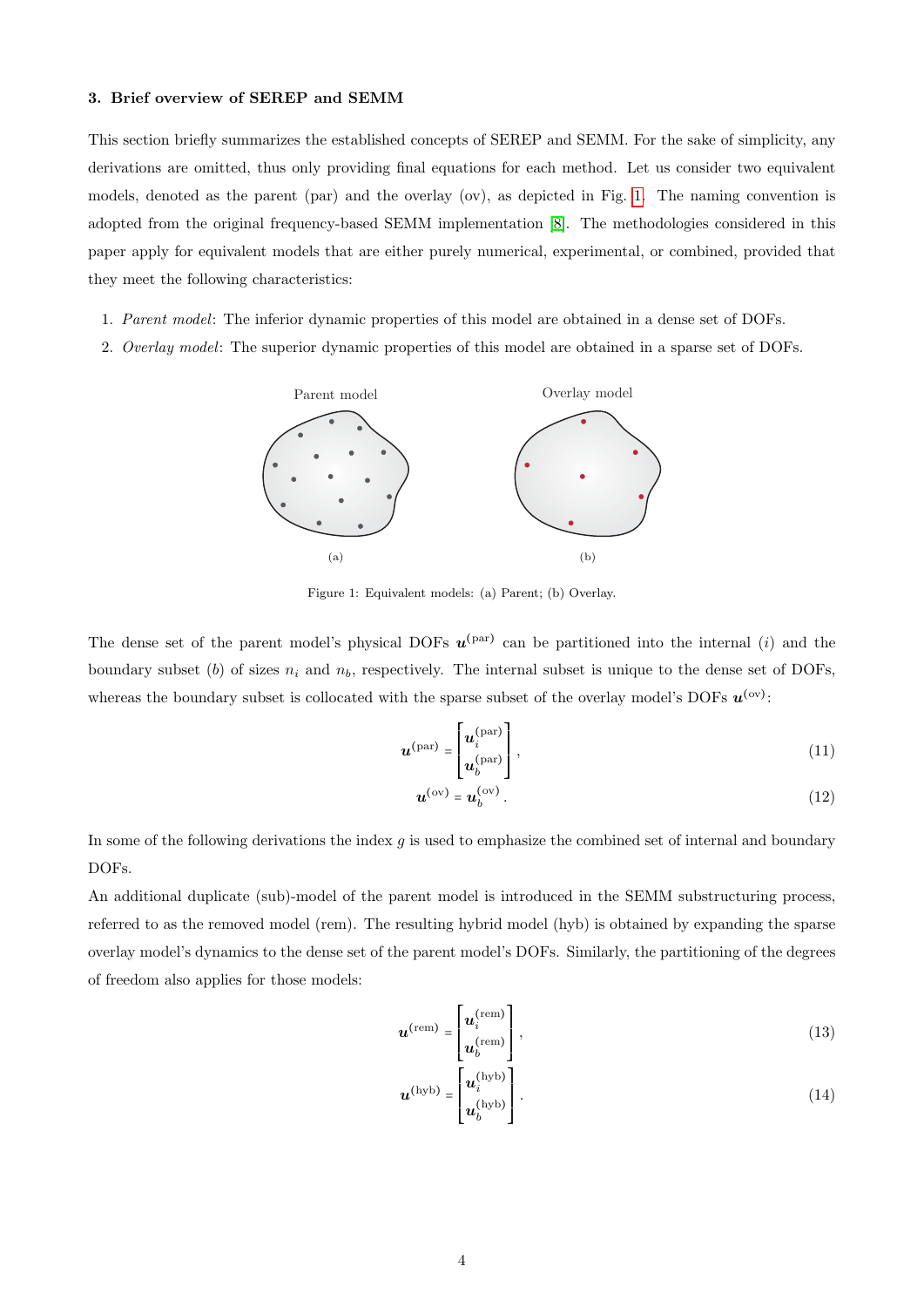### 3. Brief overview of SEREP and SEMM

This section briefly summarizes the established concepts of SEREP and SEMM. For the sake of simplicity, any derivations are omitted, thus only providing final equations for each method. Let us consider two equivalent models, denoted as the parent (par) and the overlay (ov), as depicted in Fig. 1. The naming convention is adopted from the original frequency-based SEMM implementation [8]. The methodologies considered in this paper apply for equivalent models that are either purely numerical, experimental, or combined, provided that they meet the following characteristics:

1. *Parent model*: The inferior dynamic properties of this model are obtained in a dense set of DOFs.
2. *Overlay model*: The superior dynamic properties of this model are obtained in a sparse set of DOFs.

Parent model  Overlay model

(a)  (b)

Figure 1: Equivalent models: (a) Parent; (b) Overlay.

The dense set of the parent model's physical DOFs $\boldsymbol{u}^{(\text{par})}$ can be partitioned into the internal ($i$) and the boundary subset ($b$) of sizes $n_i$ and $n_b$, respectively. The internal subset is unique to the dense set of DOFs, whereas the boundary subset is collocated with the sparse subset of the overlay model's DOFs $\boldsymbol{u}^{(\text{ov})}$:

$$\boldsymbol{u}^{(\text{par})} = \begin{bmatrix} \boldsymbol{u}_i^{(\text{par})} \\ \boldsymbol{u}_b^{(\text{par})} \end{bmatrix}, \tag{11}$$

$$\boldsymbol{u}^{(\text{ov})} = \boldsymbol{u}_b^{(\text{ov})}. \tag{12}$$

In some of the following derivations the index $g$ is used to emphasize the combined set of internal and boundary DOFs.

An additional duplicate (sub)-model of the parent model is introduced in the SEMM substructuring process, referred to as the removed model (rem). The resulting hybrid model (hyb) is obtained by expanding the sparse overlay model's dynamics to the dense set of the parent model's DOFs. Similarly, the partitioning of the degrees of freedom also applies for those models:

$$\boldsymbol{u}^{(\text{rem})} = \begin{bmatrix} \boldsymbol{u}_i^{(\text{rem})} \\ \boldsymbol{u}_b^{(\text{rem})} \end{bmatrix}, \tag{13}$$

$$\boldsymbol{u}^{(\text{hyb})} = \begin{bmatrix} \boldsymbol{u}_i^{(\text{hyb})} \\ \boldsymbol{u}_b^{(\text{hyb})} \end{bmatrix}. \tag{14}$$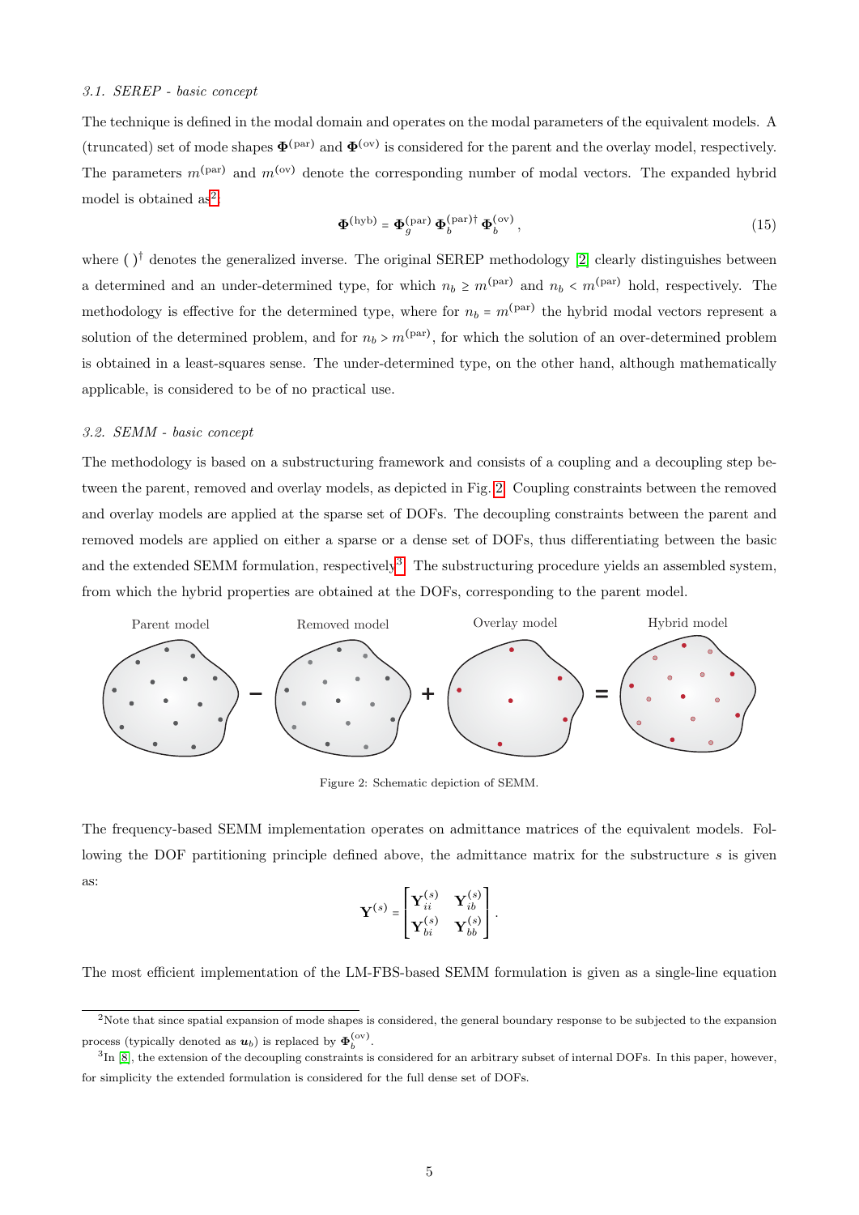### 3.1. SEREP - basic concept

The technique is defined in the modal domain and operates on the modal parameters of the equivalent models. A (truncated) set of mode shapes $\mathbf{\Phi}^{(\mathrm{par})}$ and $\mathbf{\Phi}^{(\mathrm{ov})}$ is considered for the parent and the overlay model, respectively. The parameters $m^{(\mathrm{par})}$ and $m^{(\mathrm{ov})}$ denote the corresponding number of modal vectors. The expanded hybrid model is obtained as[2]:

$$\mathbf{\Phi}^{(\mathrm{hyb})} = \mathbf{\Phi}_g^{(\mathrm{par})}\,\mathbf{\Phi}_b^{(\mathrm{par})\dagger}\,\mathbf{\Phi}_b^{(\mathrm{ov})}\,, \tag{15}$$

where $(\,)^\dagger$ denotes the generalized inverse. The original SEREP methodology [2] clearly distinguishes between a determined and an under-determined type, for which $n_b \geq m^{(\mathrm{par})}$ and $n_b < m^{(\mathrm{par})}$ hold, respectively. The methodology is effective for the determined type, where for $n_b = m^{(\mathrm{par})}$ the hybrid modal vectors represent a solution of the determined problem, and for $n_b > m^{(\mathrm{par})}$, for which the solution of an over-determined problem is obtained in a least-squares sense. The under-determined type, on the other hand, although mathematically applicable, is considered to be of no practical use.

### 3.2. SEMM - basic concept

The methodology is based on a substructuring framework and consists of a coupling and a decoupling step between the parent, removed and overlay models, as depicted in Fig. 2. Coupling constraints between the removed and overlay models are applied at the sparse set of DOFs. The decoupling constraints between the parent and removed models are applied on either a sparse or a dense set of DOFs, thus differentiating between the basic and the extended SEMM formulation, respectively[3]. The substructuring procedure yields an assembled system, from which the hybrid properties are obtained at the DOFs, corresponding to the parent model.

Parent model − Removed model + Overlay model = Hybrid model

Figure 2: Schematic depiction of SEMM.

The frequency-based SEMM implementation operates on admittance matrices of the equivalent models. Following the DOF partitioning principle defined above, the admittance matrix for the substructure $s$ is given as:

$$\mathbf{Y}^{(s)} = \begin{bmatrix} \mathbf{Y}_{ii}^{(s)} & \mathbf{Y}_{ib}^{(s)} \\ \mathbf{Y}_{bi}^{(s)} & \mathbf{Y}_{bb}^{(s)} \end{bmatrix}.$$

The most efficient implementation of the LM-FBS-based SEMM formulation is given as a single-line equation

---

[2] Note that since spatial expansion of mode shapes is considered, the general boundary response to be subjected to the expansion process (typically denoted as $\boldsymbol{u}_b$) is replaced by $\mathbf{\Phi}_b^{(\mathrm{ov})}$.

[3] In [8], the extension of the decoupling constraints is considered for an arbitrary subset of internal DOFs. In this paper, however, for simplicity the extended formulation is considered for the full dense set of DOFs.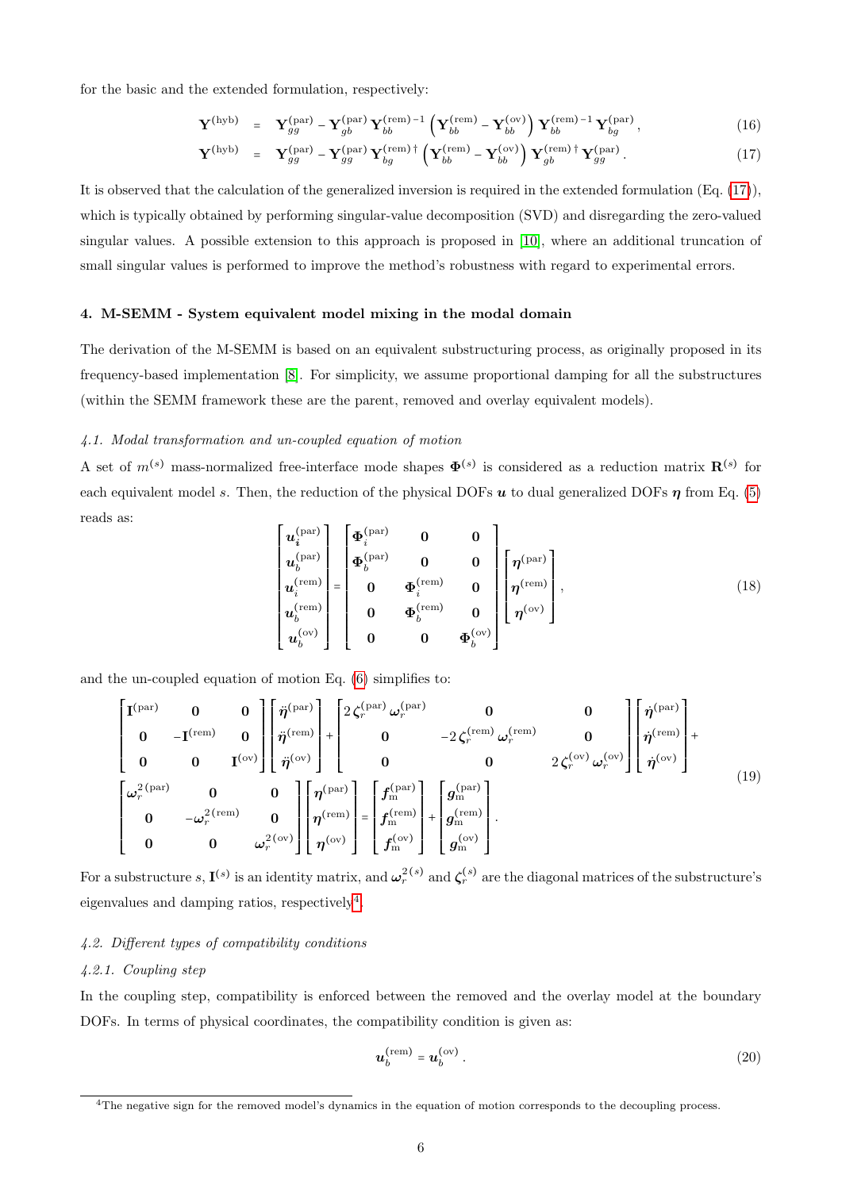for the basic and the extended formulation, respectively:

$$\mathbf{Y}^{(\mathrm{hyb})} = \mathbf{Y}_{gg}^{(\mathrm{par})} - \mathbf{Y}_{gb}^{(\mathrm{par})} \mathbf{Y}_{bb}^{(\mathrm{rem})\,-1} \left( \mathbf{Y}_{bb}^{(\mathrm{rem})} - \mathbf{Y}_{bb}^{(\mathrm{ov})} \right) \mathbf{Y}_{bb}^{(\mathrm{rem})\,-1} \mathbf{Y}_{bg}^{(\mathrm{par})}\,, \tag{16}$$

$$\mathbf{Y}^{(\mathrm{hyb})} = \mathbf{Y}_{gg}^{(\mathrm{par})} - \mathbf{Y}_{gg}^{(\mathrm{par})} \mathbf{Y}_{bg}^{(\mathrm{rem})\,\dagger} \left( \mathbf{Y}_{bb}^{(\mathrm{rem})} - \mathbf{Y}_{bb}^{(\mathrm{ov})} \right) \mathbf{Y}_{gb}^{(\mathrm{rem})\,\dagger} \mathbf{Y}_{gg}^{(\mathrm{par})}\,. \tag{17}$$

It is observed that the calculation of the generalized inversion is required in the extended formulation (Eq. (17)), which is typically obtained by performing singular-value decomposition (SVD) and disregarding the zero-valued singular values. A possible extension to this approach is proposed in [10], where an additional truncation of small singular values is performed to improve the method's robustness with regard to experimental errors.

## 4. M-SEMM - System equivalent model mixing in the modal domain

The derivation of the M-SEMM is based on an equivalent substructuring process, as originally proposed in its frequency-based implementation [8]. For simplicity, we assume proportional damping for all the substructures (within the SEMM framework these are the parent, removed and overlay equivalent models).

### *4.1. Modal transformation and un-coupled equation of motion*

A set of $m^{(s)}$ mass-normalized free-interface mode shapes $\mathbf{\Phi}^{(s)}$ is considered as a reduction matrix $\mathbf{R}^{(s)}$ for each equivalent model $s$. Then, the reduction of the physical DOFs $\boldsymbol{u}$ to dual generalized DOFs $\boldsymbol{\eta}$ from Eq. (5) reads as:

$$\begin{bmatrix} \boldsymbol{u}_i^{(\mathrm{par})} \\ \boldsymbol{u}_b^{(\mathrm{par})} \\ \boldsymbol{u}_i^{(\mathrm{rem})} \\ \boldsymbol{u}_b^{(\mathrm{rem})} \\ \boldsymbol{u}_b^{(\mathrm{ov})} \end{bmatrix} = \begin{bmatrix} \mathbf{\Phi}_i^{(\mathrm{par})} & \mathbf{0} & \mathbf{0} \\ \mathbf{\Phi}_b^{(\mathrm{par})} & \mathbf{0} & \mathbf{0} \\ \mathbf{0} & \mathbf{\Phi}_i^{(\mathrm{rem})} & \mathbf{0} \\ \mathbf{0} & \mathbf{\Phi}_b^{(\mathrm{rem})} & \mathbf{0} \\ \mathbf{0} & \mathbf{0} & \mathbf{\Phi}_b^{(\mathrm{ov})} \end{bmatrix} \begin{bmatrix} \boldsymbol{\eta}^{(\mathrm{par})} \\ \boldsymbol{\eta}^{(\mathrm{rem})} \\ \boldsymbol{\eta}^{(\mathrm{ov})} \end{bmatrix}, \tag{18}$$

and the un-coupled equation of motion Eq. (6) simplifies to:

$$\begin{aligned} &\begin{bmatrix} \mathbf{I}^{(\mathrm{par})} & \mathbf{0} & \mathbf{0} \\ \mathbf{0} & -\mathbf{I}^{(\mathrm{rem})} & \mathbf{0} \\ \mathbf{0} & \mathbf{0} & \mathbf{I}^{(\mathrm{ov})} \end{bmatrix} \begin{bmatrix} \ddot{\boldsymbol{\eta}}^{(\mathrm{par})} \\ \ddot{\boldsymbol{\eta}}^{(\mathrm{rem})} \\ \ddot{\boldsymbol{\eta}}^{(\mathrm{ov})} \end{bmatrix} + \begin{bmatrix} 2\,\boldsymbol{\zeta}_r^{(\mathrm{par})}\,\boldsymbol{\omega}_r^{(\mathrm{par})} & \mathbf{0} & \mathbf{0} \\ \mathbf{0} & -2\,\boldsymbol{\zeta}_r^{(\mathrm{rem})}\,\boldsymbol{\omega}_r^{(\mathrm{rem})} & \mathbf{0} \\ \mathbf{0} & \mathbf{0} & 2\,\boldsymbol{\zeta}_r^{(\mathrm{ov})}\,\boldsymbol{\omega}_r^{(\mathrm{ov})} \end{bmatrix} \begin{bmatrix} \dot{\boldsymbol{\eta}}^{(\mathrm{par})} \\ \dot{\boldsymbol{\eta}}^{(\mathrm{rem})} \\ \dot{\boldsymbol{\eta}}^{(\mathrm{ov})} \end{bmatrix} + \\ &\begin{bmatrix} \boldsymbol{\omega}_r^{2\,(\mathrm{par})} & \mathbf{0} & \mathbf{0} \\ \mathbf{0} & -\boldsymbol{\omega}_r^{2\,(\mathrm{rem})} & \mathbf{0} \\ \mathbf{0} & \mathbf{0} & \boldsymbol{\omega}_r^{2\,(\mathrm{ov})} \end{bmatrix} \begin{bmatrix} \boldsymbol{\eta}^{(\mathrm{par})} \\ \boldsymbol{\eta}^{(\mathrm{rem})} \\ \boldsymbol{\eta}^{(\mathrm{ov})} \end{bmatrix} = \begin{bmatrix} \boldsymbol{f}_\mathrm{m}^{(\mathrm{par})} \\ \boldsymbol{f}_\mathrm{m}^{(\mathrm{rem})} \\ \boldsymbol{f}_\mathrm{m}^{(\mathrm{ov})} \end{bmatrix} + \begin{bmatrix} \boldsymbol{g}_\mathrm{m}^{(\mathrm{par})} \\ \boldsymbol{g}_\mathrm{m}^{(\mathrm{rem})} \\ \boldsymbol{g}_\mathrm{m}^{(\mathrm{ov})} \end{bmatrix}. \end{aligned} \tag{19}$$

For a substructure $s$, $\mathbf{I}^{(s)}$ is an identity matrix, and $\boldsymbol{\omega}_r^{2\,(s)}$ and $\boldsymbol{\zeta}_r^{(s)}$ are the diagonal matrices of the substructure's eigenvalues and damping ratios, respectively[4].

### *4.2. Different types of compatibility conditions*

#### *4.2.1. Coupling step*

In the coupling step, compatibility is enforced between the removed and the overlay model at the boundary DOFs. In terms of physical coordinates, the compatibility condition is given as:

$$\boldsymbol{u}_b^{(\mathrm{rem})} = \boldsymbol{u}_b^{(\mathrm{ov})}\,. \tag{20}$$

[4]The negative sign for the removed model's dynamics in the equation of motion corresponds to the decoupling process.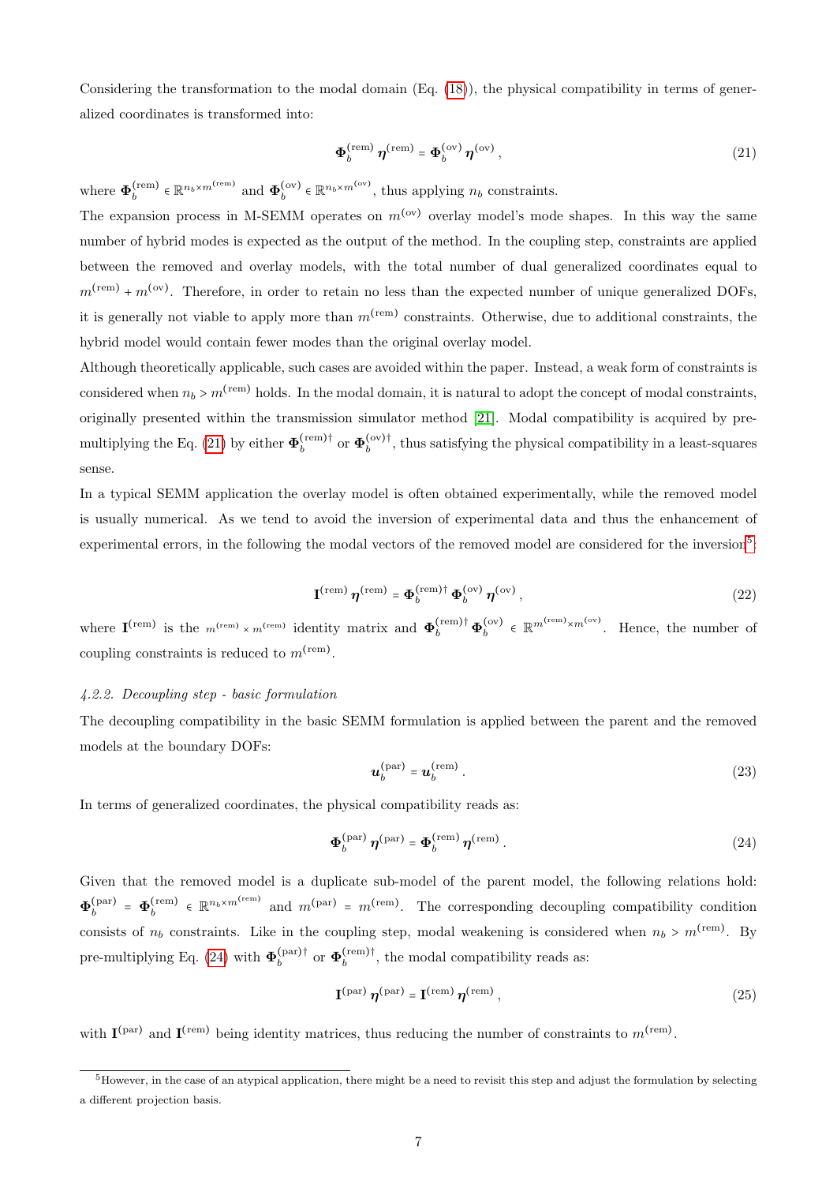Considering the transformation to the modal domain (Eq. (18)), the physical compatibility in terms of generalized coordinates is transformed into:

$$\mathbf{\Phi}_b^{(\text{rem})}\,\boldsymbol{\eta}^{(\text{rem})} = \mathbf{\Phi}_b^{(\text{ov})}\,\boldsymbol{\eta}^{(\text{ov})}\,, \tag{21}$$

where $\mathbf{\Phi}_b^{(\text{rem})} \in \mathbb{R}^{n_b \times m^{(\text{rem})}}$ and $\mathbf{\Phi}_b^{(\text{ov})} \in \mathbb{R}^{n_b \times m^{(\text{ov})}}$, thus applying $n_b$ constraints.

The expansion process in M-SEMM operates on $m^{(\text{ov})}$ overlay model's mode shapes. In this way the same number of hybrid modes is expected as the output of the method. In the coupling step, constraints are applied between the removed and overlay models, with the total number of dual generalized coordinates equal to $m^{(\text{rem})} + m^{(\text{ov})}$. Therefore, in order to retain no less than the expected number of unique generalized DOFs, it is generally not viable to apply more than $m^{(\text{rem})}$ constraints. Otherwise, due to additional constraints, the hybrid model would contain fewer modes than the original overlay model.

Although theoretically applicable, such cases are avoided within the paper. Instead, a weak form of constraints is considered when $n_b > m^{(\text{rem})}$ holds. In the modal domain, it is natural to adopt the concept of modal constraints, originally presented within the transmission simulator method [21]. Modal compatibility is acquired by pre-multiplying the Eq. (21) by either $\mathbf{\Phi}_b^{(\text{rem})\dagger}$ or $\mathbf{\Phi}_b^{(\text{ov})\dagger}$, thus satisfying the physical compatibility in a least-squares sense.

In a typical SEMM application the overlay model is often obtained experimentally, while the removed model is usually numerical. As we tend to avoid the inversion of experimental data and thus the enhancement of experimental errors, in the following the modal vectors of the removed model are considered for the inversion[5]:

$$\mathbf{I}^{(\text{rem})}\,\boldsymbol{\eta}^{(\text{rem})} = \mathbf{\Phi}_b^{(\text{rem})\dagger}\,\mathbf{\Phi}_b^{(\text{ov})}\,\boldsymbol{\eta}^{(\text{ov})}\,, \tag{22}$$

where $\mathbf{I}^{(\text{rem})}$ is the $m^{(\text{rem})} \times m^{(\text{rem})}$ identity matrix and $\mathbf{\Phi}_b^{(\text{rem})\dagger}\,\mathbf{\Phi}_b^{(\text{ov})} \in \mathbb{R}^{m^{(\text{rem})} \times m^{(\text{ov})}}$. Hence, the number of coupling constraints is reduced to $m^{(\text{rem})}$.

#### *4.2.2. Decoupling step - basic formulation*

The decoupling compatibility in the basic SEMM formulation is applied between the parent and the removed models at the boundary DOFs:

$$\boldsymbol{u}_b^{(\text{par})} = \boldsymbol{u}_b^{(\text{rem})}\,. \tag{23}$$

In terms of generalized coordinates, the physical compatibility reads as:

$$\mathbf{\Phi}_b^{(\text{par})}\,\boldsymbol{\eta}^{(\text{par})} = \mathbf{\Phi}_b^{(\text{rem})}\,\boldsymbol{\eta}^{(\text{rem})}\,. \tag{24}$$

Given that the removed model is a duplicate sub-model of the parent model, the following relations hold: $\mathbf{\Phi}_b^{(\text{par})} = \mathbf{\Phi}_b^{(\text{rem})} \in \mathbb{R}^{n_b \times m^{(\text{rem})}}$ and $m^{(\text{par})} = m^{(\text{rem})}$. The corresponding decoupling compatibility condition consists of $n_b$ constraints. Like in the coupling step, modal weakening is considered when $n_b > m^{(\text{rem})}$. By pre-multiplying Eq. (24) with $\mathbf{\Phi}_b^{(\text{par})\dagger}$ or $\mathbf{\Phi}_b^{(\text{rem})\dagger}$, the modal compatibility reads as:

$$\mathbf{I}^{(\text{par})}\,\boldsymbol{\eta}^{(\text{par})} = \mathbf{I}^{(\text{rem})}\,\boldsymbol{\eta}^{(\text{rem})}\,, \tag{25}$$

with $\mathbf{I}^{(\text{par})}$ and $\mathbf{I}^{(\text{rem})}$ being identity matrices, thus reducing the number of constraints to $m^{(\text{rem})}$.

---

[5] However, in the case of an atypical application, there might be a need to revisit this step and adjust the formulation by selecting a different projection basis.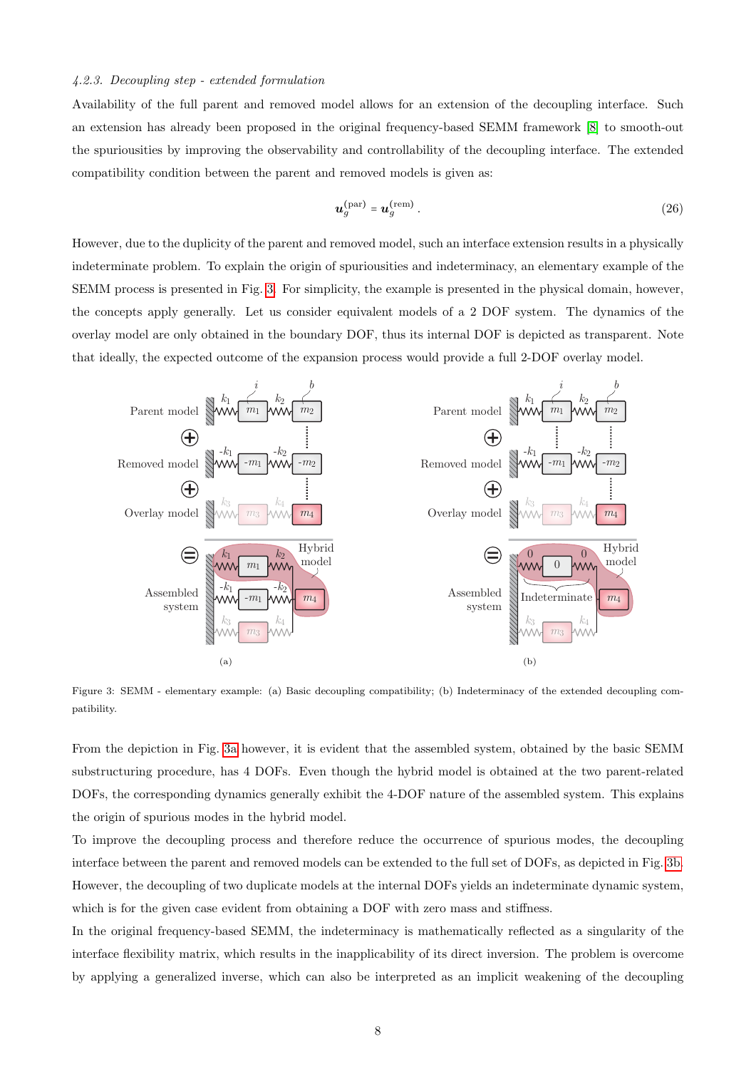#### 4.2.3. Decoupling step - extended formulation

Availability of the full parent and removed model allows for an extension of the decoupling interface. Such an extension has already been proposed in the original frequency-based SEMM framework [8] to smooth-out the spuriousities by improving the observability and controllability of the decoupling interface. The extended compatibility condition between the parent and removed models is given as:

$$\boldsymbol{u}_g^{(\text{par})} = \boldsymbol{u}_g^{(\text{rem})}. \tag{26}$$

However, due to the duplicity of the parent and removed model, such an interface extension results in a physically indeterminate problem. To explain the origin of spuriousities and indeterminacy, an elementary example of the SEMM process is presented in Fig. 3. For simplicity, the example is presented in the physical domain, however, the concepts apply generally. Let us consider equivalent models of a 2 DOF system. The dynamics of the overlay model are only obtained in the boundary DOF, thus its internal DOF is depicted as transparent. Note that ideally, the expected outcome of the expansion process would provide a full 2-DOF overlay model.

Figure 3: SEMM - elementary example: (a) Basic decoupling compatibility; (b) Indeterminacy of the extended decoupling compatibility.

From the depiction in Fig. 3a however, it is evident that the assembled system, obtained by the basic SEMM substructuring procedure, has 4 DOFs. Even though the hybrid model is obtained at the two parent-related DOFs, the corresponding dynamics generally exhibit the 4-DOF nature of the assembled system. This explains the origin of spurious modes in the hybrid model.

To improve the decoupling process and therefore reduce the occurrence of spurious modes, the decoupling interface between the parent and removed models can be extended to the full set of DOFs, as depicted in Fig. 3b. However, the decoupling of two duplicate models at the internal DOFs yields an indeterminate dynamic system, which is for the given case evident from obtaining a DOF with zero mass and stiffness.

In the original frequency-based SEMM, the indeterminacy is mathematically reflected as a singularity of the interface flexibility matrix, which results in the inapplicability of its direct inversion. The problem is overcome by applying a generalized inverse, which can also be interpreted as an implicit weakening of the decoupling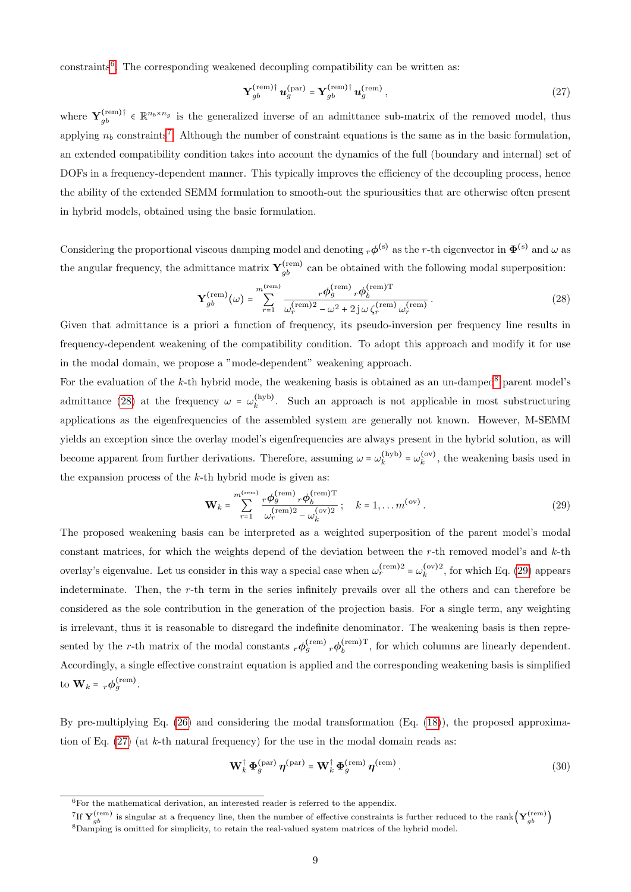constraints[6]. The corresponding weakened decoupling compatibility can be written as:

$$
\mathbf{Y}_{gb}^{(\mathrm{rem})\dagger}\,\boldsymbol{u}_g^{(\mathrm{par})} = \mathbf{Y}_{gb}^{(\mathrm{rem})\dagger}\,\boldsymbol{u}_g^{(\mathrm{rem})}\,, \tag{27}
$$

where $\mathbf{Y}_{gb}^{(\mathrm{rem})\dagger} \in \mathbb{R}^{n_b \times n_g}$ is the generalized inverse of an admittance sub-matrix of the removed model, thus applying $n_b$ constraints[7]. Although the number of constraint equations is the same as in the basic formulation, an extended compatibility condition takes into account the dynamics of the full (boundary and internal) set of DOFs in a frequency-dependent manner. This typically improves the efficiency of the decoupling process, hence the ability of the extended SEMM formulation to smooth-out the spuriousities that are otherwise often present in hybrid models, obtained using the basic formulation.

Considering the proportional viscous damping model and denoting ${}_r\boldsymbol{\phi}^{(\mathrm{s})}$ as the $r$-th eigenvector in $\boldsymbol{\Phi}^{(\mathrm{s})}$ and $\omega$ as the angular frequency, the admittance matrix $\mathbf{Y}_{gb}^{(\mathrm{rem})}$ can be obtained with the following modal superposition:

$$
\mathbf{Y}_{gb}^{(\mathrm{rem})}(\omega) = \sum_{r=1}^{m^{(\mathrm{rem})}} \frac{{}_r\boldsymbol{\phi}_g^{(\mathrm{rem})}\,{}_r\boldsymbol{\phi}_b^{(\mathrm{rem})\mathrm{T}}}{\omega_r^{(\mathrm{rem})2} - \omega^2 + 2\,\mathrm{j}\,\omega\,\zeta_r^{(\mathrm{rem})}\,\omega_r^{(\mathrm{rem})}}\,. \tag{28}
$$

Given that admittance is a priori a function of frequency, its pseudo-inversion per frequency line results in frequency-dependent weakening of the compatibility condition. To adopt this approach and modify it for use in the modal domain, we propose a "mode-dependent" weakening approach.

For the evaluation of the $k$-th hybrid mode, the weakening basis is obtained as an un-damped[8] parent model's admittance (28) at the frequency $\omega = \omega_k^{(\mathrm{hyb})}$. Such an approach is not applicable in most substructuring applications as the eigenfrequencies of the assembled system are generally not known. However, M-SEMM yields an exception since the overlay model's eigenfrequencies are always present in the hybrid solution, as will become apparent from further derivations. Therefore, assuming $\omega = \omega_k^{(\mathrm{hyb})} = \omega_k^{(\mathrm{ov})}$, the weakening basis used in the expansion process of the $k$-th hybrid mode is given as:

$$
\mathbf{W}_k = \sum_{r=1}^{m^{(\mathrm{rem})}} \frac{{}_r\boldsymbol{\phi}_g^{(\mathrm{rem})}\,{}_r\boldsymbol{\phi}_b^{(\mathrm{rem})\mathrm{T}}}{\omega_r^{(\mathrm{rem})2} - \omega_k^{(\mathrm{ov})2}}\,; \quad k = 1, \dots m^{(\mathrm{ov})}\,. \tag{29}
$$

The proposed weakening basis can be interpreted as a weighted superposition of the parent model's modal constant matrices, for which the weights depend of the deviation between the $r$-th removed model's and $k$-th overlay's eigenvalue. Let us consider in this way a special case when $\omega_r^{(\mathrm{rem})2} = \omega_k^{(\mathrm{ov})2}$, for which Eq. (29) appears indeterminate. Then, the $r$-th term in the series infinitely prevails over all the others and can therefore be considered as the sole contribution in the generation of the projection basis. For a single term, any weighting is irrelevant, thus it is reasonable to disregard the indefinite denominator. The weakening basis is then represented by the $r$-th matrix of the modal constants ${}_r\boldsymbol{\phi}_g^{(\mathrm{rem})}\,{}_r\boldsymbol{\phi}_b^{(\mathrm{rem})\mathrm{T}}$, for which columns are linearly dependent. Accordingly, a single effective constraint equation is applied and the corresponding weakening basis is simplified to $\mathbf{W}_k = {}_r\boldsymbol{\phi}_g^{(\mathrm{rem})}$.

By pre-multiplying Eq. (26) and considering the modal transformation (Eq. (18)), the proposed approximation of Eq. (27) (at $k$-th natural frequency) for the use in the modal domain reads as:

$$
\mathbf{W}_k^{\dagger}\,\boldsymbol{\Phi}_g^{(\mathrm{par})}\,\boldsymbol{\eta}^{(\mathrm{par})} = \mathbf{W}_k^{\dagger}\,\boldsymbol{\Phi}_g^{(\mathrm{rem})}\,\boldsymbol{\eta}^{(\mathrm{rem})}\,. \tag{30}
$$

---

[6] For the mathematical derivation, an interested reader is referred to the appendix.

[7] If $\mathbf{Y}_{gb}^{(\mathrm{rem})}$ is singular at a frequency line, then the number of effective constraints is further reduced to the $\mathrm{rank}\left(\mathbf{Y}_{gb}^{(\mathrm{rem})}\right)$

[8] Damping is omitted for simplicity, to retain the real-valued system matrices of the hybrid model.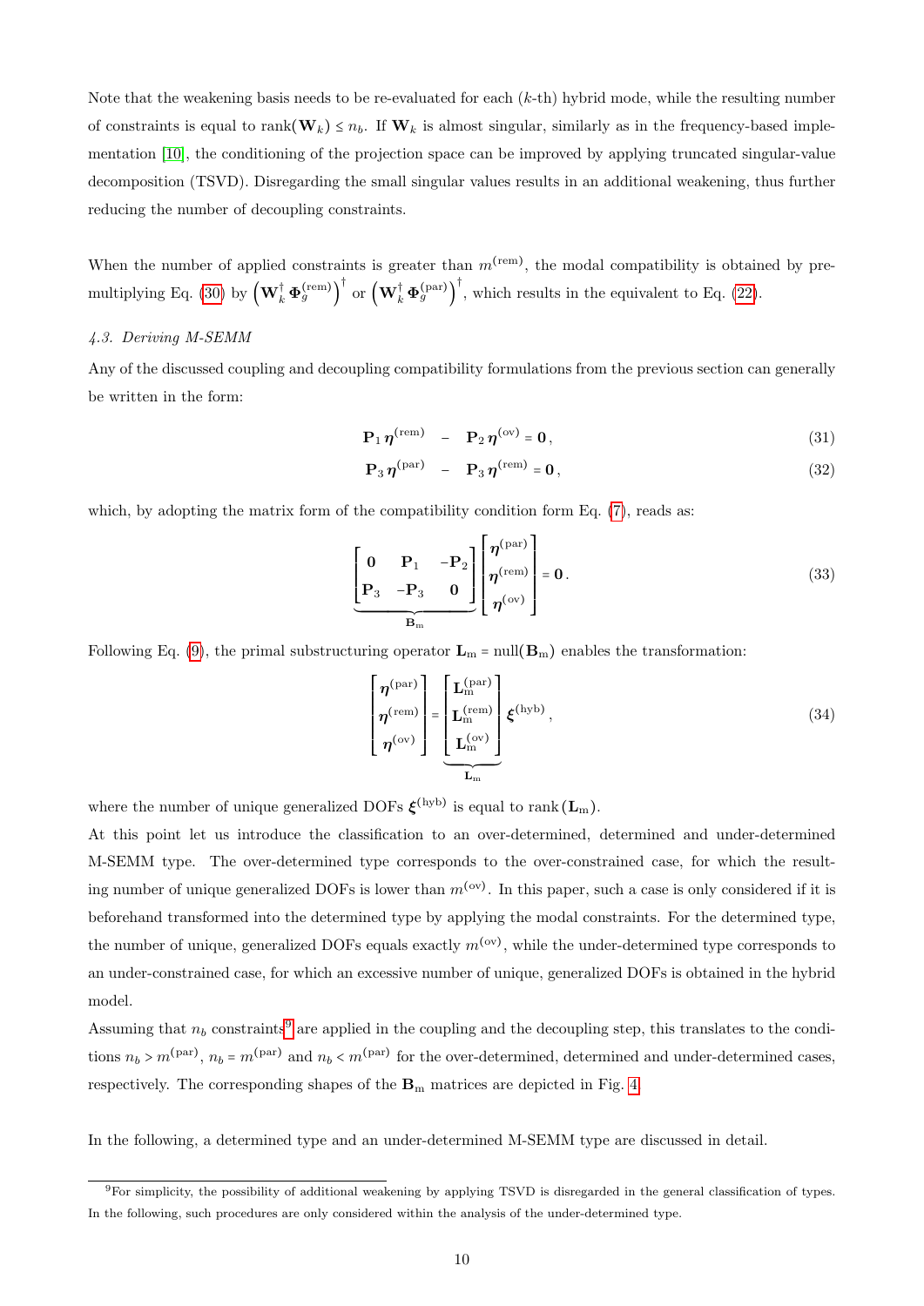Note that the weakening basis needs to be re-evaluated for each ($k$-th) hybrid mode, while the resulting number of constraints is equal to $\text{rank}(\mathbf{W}_k) \leq n_b$. If $\mathbf{W}_k$ is almost singular, similarly as in the frequency-based implementation [10], the conditioning of the projection space can be improved by applying truncated singular-value decomposition (TSVD). Disregarding the small singular values results in an additional weakening, thus further reducing the number of decoupling constraints.

When the number of applied constraints is greater than $m^{(\text{rem})}$, the modal compatibility is obtained by premultiplying Eq. (30) by $\left(\mathbf{W}_k^{\dagger}\,\mathbf{\Phi}_g^{(\text{rem})}\right)^{\dagger}$ or $\left(\mathbf{W}_k^{\dagger}\,\mathbf{\Phi}_g^{(\text{par})}\right)^{\dagger}$, which results in the equivalent to Eq. (22).

### 4.3. Deriving M-SEMM

Any of the discussed coupling and decoupling compatibility formulations from the previous section can generally be written in the form:

$$\mathbf{P}_1\,\boldsymbol{\eta}^{(\text{rem})} \;-\; \mathbf{P}_2\,\boldsymbol{\eta}^{(\text{ov})} = \mathbf{0}\,, \tag{31}$$

$$\mathbf{P}_3\,\boldsymbol{\eta}^{(\text{par})} \;-\; \mathbf{P}_3\,\boldsymbol{\eta}^{(\text{rem})} = \mathbf{0}\,, \tag{32}$$

which, by adopting the matrix form of the compatibility condition form Eq. (7), reads as:

$$\underbrace{\begin{bmatrix} \mathbf{0} & \mathbf{P}_1 & -\mathbf{P}_2 \\ \mathbf{P}_3 & -\mathbf{P}_3 & \mathbf{0} \end{bmatrix}}_{\mathbf{B}_\text{m}} \begin{bmatrix} \boldsymbol{\eta}^{(\text{par})} \\ \boldsymbol{\eta}^{(\text{rem})} \\ \boldsymbol{\eta}^{(\text{ov})} \end{bmatrix} = \mathbf{0}\,. \tag{33}$$

Following Eq. (9), the primal substructuring operator $\mathbf{L}_\text{m} = \text{null}(\mathbf{B}_\text{m})$ enables the transformation:

$$\begin{bmatrix} \boldsymbol{\eta}^{(\text{par})} \\ \boldsymbol{\eta}^{(\text{rem})} \\ \boldsymbol{\eta}^{(\text{ov})} \end{bmatrix} = \underbrace{\begin{bmatrix} \mathbf{L}_\text{m}^{(\text{par})} \\ \mathbf{L}_\text{m}^{(\text{rem})} \\ \mathbf{L}_\text{m}^{(\text{ov})} \end{bmatrix}}_{\mathbf{L}_\text{m}} \boldsymbol{\xi}^{(\text{hyb})}\,, \tag{34}$$

where the number of unique generalized DOFs $\boldsymbol{\xi}^{(\text{hyb})}$ is equal to $\text{rank}(\mathbf{L}_\text{m})$.

At this point let us introduce the classification to an over-determined, determined and under-determined M-SEMM type. The over-determined type corresponds to the over-constrained case, for which the resulting number of unique generalized DOFs is lower than $m^{(\text{ov})}$. In this paper, such a case is only considered if it is beforehand transformed into the determined type by applying the modal constraints. For the determined type, the number of unique, generalized DOFs equals exactly $m^{(\text{ov})}$, while the under-determined type corresponds to an under-constrained case, for which an excessive number of unique, generalized DOFs is obtained in the hybrid model.

Assuming that $n_b$ constraints[9] are applied in the coupling and the decoupling step, this translates to the conditions $n_b > m^{(\text{par})}$, $n_b = m^{(\text{par})}$ and $n_b < m^{(\text{par})}$ for the over-determined, determined and under-determined cases, respectively. The corresponding shapes of the $\mathbf{B}_\text{m}$ matrices are depicted in Fig. 4.

In the following, a determined type and an under-determined M-SEMM type are discussed in detail.

[9] For simplicity, the possibility of additional weakening by applying TSVD is disregarded in the general classification of types. In the following, such procedures are only considered within the analysis of the under-determined type.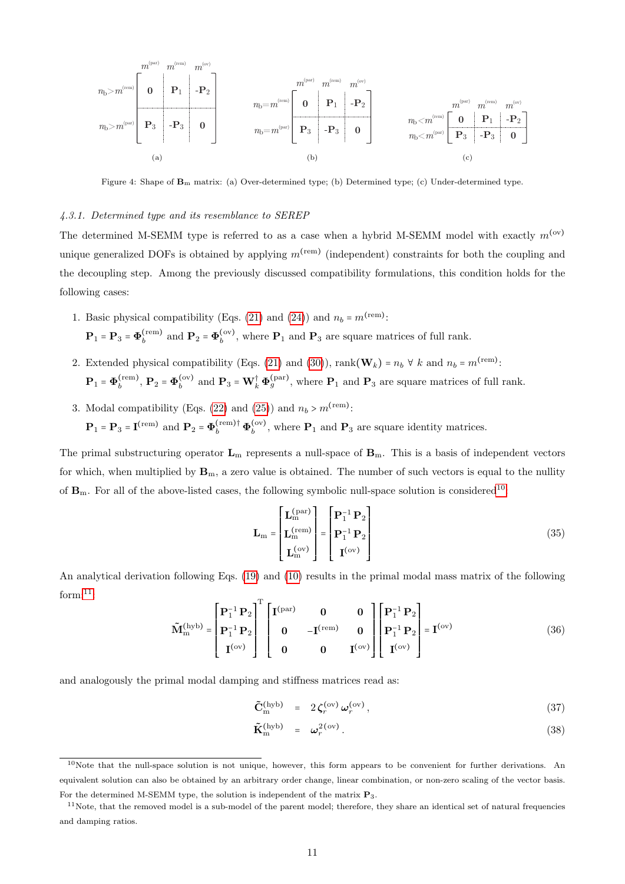$$
\begin{array}{c}
\begin{array}{cc} & \begin{array}{ccc} m^{(\text{par})} & m^{(\text{rem})} & m^{(\text{ov})} \end{array} \\
\begin{array}{c} n_{\text{b}}{>}m^{(\text{rem})} \\ \\ n_{\text{b}}{>}m^{(\text{par})} \end{array} & \left[\begin{array}{c:c:c} \mathbf{0} & \mathbf{P}_1 & \text{-}\mathbf{P}_2 \\ \hdashline \mathbf{P}_3 & \text{-}\mathbf{P}_3 & \mathbf{0} \end{array}\right] \end{array} \\
\text{(a)}
\end{array}
\qquad
\begin{array}{c}
\begin{array}{cc} & \begin{array}{ccc} m^{(\text{par})} & m^{(\text{rem})} & m^{(\text{ov})} \end{array} \\
\begin{array}{c} n_{\text{b}}{=}m^{(\text{rem})} \\ n_{\text{b}}{=}m^{(\text{par})} \end{array} & \left[\begin{array}{c:c:c} \mathbf{0} & \mathbf{P}_1 & \text{-}\mathbf{P}_2 \\ \hdashline \mathbf{P}_3 & \text{-}\mathbf{P}_3 & \mathbf{0} \end{array}\right] \end{array} \\
\text{(b)}
\end{array}
\qquad
\begin{array}{c}
\begin{array}{cc} & \begin{array}{ccc} m^{(\text{par})} & m^{(\text{rem})} & m^{(\text{ov})} \end{array} \\
\begin{array}{c} n_{\text{b}}{<}m^{(\text{rem})} \\ n_{\text{b}}{<}m^{(\text{par})} \end{array} & \left[\begin{array}{c:c:c} \mathbf{0} & \mathbf{P}_1 & \text{-}\mathbf{P}_2 \\ \hdashline \mathbf{P}_3 & \text{-}\mathbf{P}_3 & \mathbf{0} \end{array}\right] \end{array} \\
\text{(c)}
\end{array}
$$

Figure 4: Shape of $\mathbf{B}_{\text{m}}$ matrix: (a) Over-determined type; (b) Determined type; (c) Under-determined type.

#### 4.3.1. Determined type and its resemblance to SEREP

The determined M-SEMM type is referred to as a case when a hybrid M-SEMM model with exactly $m^{(\text{ov})}$ unique generalized DOFs is obtained by applying $m^{(\text{rem})}$ (independent) constraints for both the coupling and the decoupling step. Among the previously discussed compatibility formulations, this condition holds for the following cases:

1. Basic physical compatibility (Eqs. (21) and (24)) and $n_b = m^{(\text{rem})}$:
   $\mathbf{P}_1 = \mathbf{P}_3 = \mathbf{\Phi}_b^{(\text{rem})}$ and $\mathbf{P}_2 = \mathbf{\Phi}_b^{(\text{ov})}$, where $\mathbf{P}_1$ and $\mathbf{P}_3$ are square matrices of full rank.
2. Extended physical compatibility (Eqs. (21) and (30)), $\text{rank}(\mathbf{W}_k) = n_b \ \forall \ k$ and $n_b = m^{(\text{rem})}$:
   $\mathbf{P}_1 = \mathbf{\Phi}_b^{(\text{rem})}$, $\mathbf{P}_2 = \mathbf{\Phi}_b^{(\text{ov})}$ and $\mathbf{P}_3 = \mathbf{W}_k^{\dagger}\,\mathbf{\Phi}_g^{(\text{par})}$, where $\mathbf{P}_1$ and $\mathbf{P}_3$ are square matrices of full rank.
3. Modal compatibility (Eqs. (22) and (25)) and $n_b > m^{(\text{rem})}$:
   $\mathbf{P}_1 = \mathbf{P}_3 = \mathbf{I}^{(\text{rem})}$ and $\mathbf{P}_2 = \mathbf{\Phi}_b^{(\text{rem})\dagger}\,\mathbf{\Phi}_b^{(\text{ov})}$, where $\mathbf{P}_1$ and $\mathbf{P}_3$ are square identity matrices.

The primal substructuring operator $\mathbf{L}_{\text{m}}$ represents a null-space of $\mathbf{B}_{\text{m}}$. This is a basis of independent vectors for which, when multiplied by $\mathbf{B}_{\text{m}}$, a zero value is obtained. The number of such vectors is equal to the nullity of $\mathbf{B}_{\text{m}}$. For all of the above-listed cases, the following symbolic null-space solution is considered[10]:

$$
\mathbf{L}_{\text{m}} = \begin{bmatrix} \mathbf{L}_{\text{m}}^{(\text{par})} \\ \mathbf{L}_{\text{m}}^{(\text{rem})} \\ \mathbf{L}_{\text{m}}^{(\text{ov})} \end{bmatrix} = \begin{bmatrix} \mathbf{P}_1^{-1}\,\mathbf{P}_2 \\ \mathbf{P}_1^{-1}\,\mathbf{P}_2 \\ \mathbf{I}^{(\text{ov})} \end{bmatrix} \tag{35}
$$

An analytical derivation following Eqs. (19) and (10) results in the primal modal mass matrix of the following form[11]:

$$
\tilde{\mathbf{M}}_{\text{m}}^{(\text{hyb})} = \begin{bmatrix} \mathbf{P}_1^{-1}\,\mathbf{P}_2 \\ \mathbf{P}_1^{-1}\,\mathbf{P}_2 \\ \mathbf{I}^{(\text{ov})} \end{bmatrix}^{\text{T}} \begin{bmatrix} \mathbf{I}^{(\text{par})} & \mathbf{0} & \mathbf{0} \\ \mathbf{0} & -\mathbf{I}^{(\text{rem})} & \mathbf{0} \\ \mathbf{0} & \mathbf{0} & \mathbf{I}^{(\text{ov})} \end{bmatrix} \begin{bmatrix} \mathbf{P}_1^{-1}\,\mathbf{P}_2 \\ \mathbf{P}_1^{-1}\,\mathbf{P}_2 \\ \mathbf{I}^{(\text{ov})} \end{bmatrix} = \mathbf{I}^{(\text{ov})} \tag{36}
$$

and analogously the primal modal damping and stiffness matrices read as:

$$
\tilde{\mathbf{C}}_{\text{m}}^{(\text{hyb})} = 2\,\boldsymbol{\zeta}_r^{(\text{ov})}\,\boldsymbol{\omega}_r^{(\text{ov})}, \tag{37}
$$

$$
\tilde{\mathbf{K}}_{\text{m}}^{(\text{hyb})} = \boldsymbol{\omega}_r^{2\,(\text{ov})}. \tag{38}
$$

[10] Note that the null-space solution is not unique, however, this form appears to be convenient for further derivations. An equivalent solution can also be obtained by an arbitrary order change, linear combination, or non-zero scaling of the vector basis. For the determined M-SEMM type, the solution is independent of the matrix $\mathbf{P}_3$.

[11] Note, that the removed model is a sub-model of the parent model; therefore, they share an identical set of natural frequencies and damping ratios.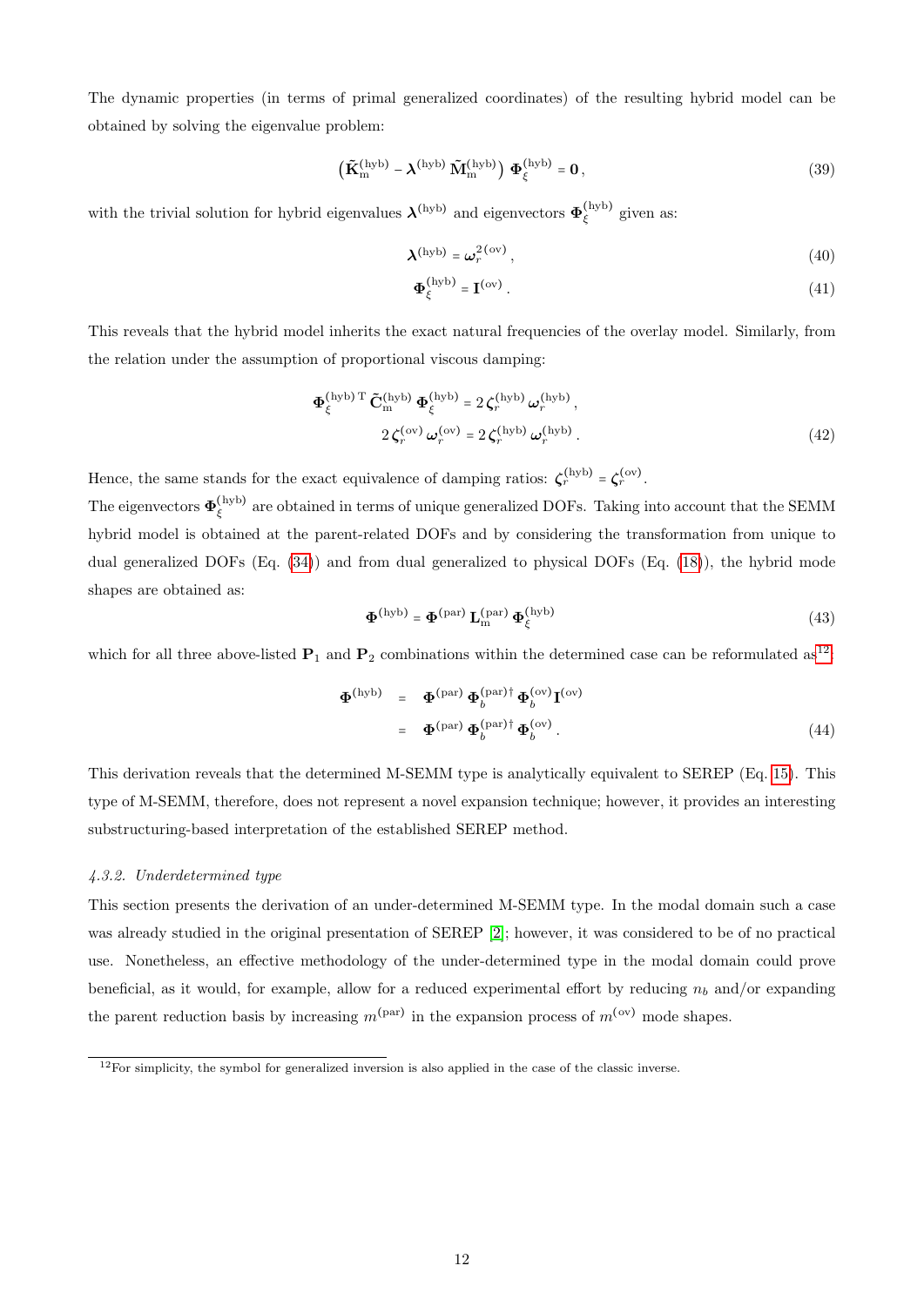The dynamic properties (in terms of primal generalized coordinates) of the resulting hybrid model can be obtained by solving the eigenvalue problem:

$$
\left(\tilde{\mathbf{K}}_{\mathrm{m}}^{(\mathrm{hyb})} - \boldsymbol{\lambda}^{(\mathrm{hyb})}\,\tilde{\mathbf{M}}_{\mathrm{m}}^{(\mathrm{hyb})}\right)\,\boldsymbol{\Phi}_{\xi}^{(\mathrm{hyb})} = \mathbf{0}\,, \tag{39}
$$

with the trivial solution for hybrid eigenvalues $\boldsymbol{\lambda}^{(\mathrm{hyb})}$ and eigenvectors $\boldsymbol{\Phi}_{\xi}^{(\mathrm{hyb})}$ given as:

$$
\boldsymbol{\lambda}^{(\mathrm{hyb})} = \boldsymbol{\omega}_{r}^{2\,(\mathrm{ov})}\,, \tag{40}
$$

$$
\boldsymbol{\Phi}_{\xi}^{(\mathrm{hyb})} = \mathbf{I}^{(\mathrm{ov})}\,. \tag{41}
$$

This reveals that the hybrid model inherits the exact natural frequencies of the overlay model. Similarly, from the relation under the assumption of proportional viscous damping:

$$
\begin{aligned}
\boldsymbol{\Phi}_{\xi}^{(\mathrm{hyb})\,\mathrm{T}}\,\tilde{\mathbf{C}}_{\mathrm{m}}^{(\mathrm{hyb})}\,\boldsymbol{\Phi}_{\xi}^{(\mathrm{hyb})} &= 2\,\boldsymbol{\zeta}_{r}^{(\mathrm{hyb})}\,\boldsymbol{\omega}_{r}^{(\mathrm{hyb})}\,,\\
2\,\boldsymbol{\zeta}_{r}^{(\mathrm{ov})}\,\boldsymbol{\omega}_{r}^{(\mathrm{ov})} &= 2\,\boldsymbol{\zeta}_{r}^{(\mathrm{hyb})}\,\boldsymbol{\omega}_{r}^{(\mathrm{hyb})}\,.
\end{aligned} \tag{42}
$$

Hence, the same stands for the exact equivalence of damping ratios: $\boldsymbol{\zeta}_{r}^{(\mathrm{hyb})} = \boldsymbol{\zeta}_{r}^{(\mathrm{ov})}$.

The eigenvectors $\boldsymbol{\Phi}_{\xi}^{(\mathrm{hyb})}$ are obtained in terms of unique generalized DOFs. Taking into account that the SEMM hybrid model is obtained at the parent-related DOFs and by considering the transformation from unique to dual generalized DOFs (Eq. (34)) and from dual generalized to physical DOFs (Eq. (18)), the hybrid mode shapes are obtained as:

$$
\boldsymbol{\Phi}^{(\mathrm{hyb})} = \boldsymbol{\Phi}^{(\mathrm{par})}\,\mathbf{L}_{\mathrm{m}}^{(\mathrm{par})}\,\boldsymbol{\Phi}_{\xi}^{(\mathrm{hyb})} \tag{43}
$$

which for all three above-listed $\mathbf{P}_1$ and $\mathbf{P}_2$ combinations within the determined case can be reformulated as[12]:

$$
\begin{aligned}
\boldsymbol{\Phi}^{(\mathrm{hyb})} &= \boldsymbol{\Phi}^{(\mathrm{par})}\,\boldsymbol{\Phi}_{b}^{(\mathrm{par})\dagger}\,\boldsymbol{\Phi}_{b}^{(\mathrm{ov})}\,\mathbf{I}^{(\mathrm{ov})}\\
&= \boldsymbol{\Phi}^{(\mathrm{par})}\,\boldsymbol{\Phi}_{b}^{(\mathrm{par})\dagger}\,\boldsymbol{\Phi}_{b}^{(\mathrm{ov})}\,.
\end{aligned} \tag{44}
$$

This derivation reveals that the determined M-SEMM type is analytically equivalent to SEREP (Eq. 15). This type of M-SEMM, therefore, does not represent a novel expansion technique; however, it provides an interesting substructuring-based interpretation of the established SEREP method.

#### *4.3.2. Underdetermined type*

This section presents the derivation of an under-determined M-SEMM type. In the modal domain such a case was already studied in the original presentation of SEREP [2]; however, it was considered to be of no practical use. Nonetheless, an effective methodology of the under-determined type in the modal domain could prove beneficial, as it would, for example, allow for a reduced experimental effort by reducing $n_b$ and/or expanding the parent reduction basis by increasing $m^{(\mathrm{par})}$ in the expansion process of $m^{(\mathrm{ov})}$ mode shapes.

[12] For simplicity, the symbol for generalized inversion is also applied in the case of the classic inverse.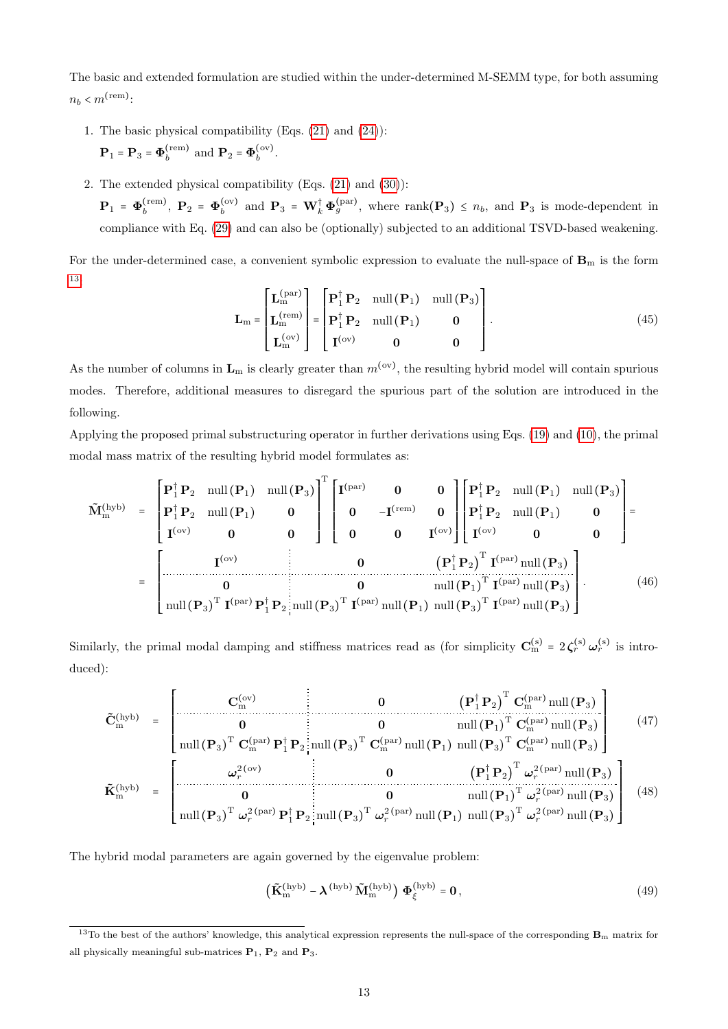The basic and extended formulation are studied within the under-determined M-SEMM type, for both assuming $n_b < m^{(\mathrm{rem})}$:

1. The basic physical compatibility (Eqs. (21) and (24)):
   $\mathbf{P}_1 = \mathbf{P}_3 = \mathbf{\Phi}_b^{(\mathrm{rem})}$ and $\mathbf{P}_2 = \mathbf{\Phi}_b^{(\mathrm{ov})}$.

2. The extended physical compatibility (Eqs. (21) and (30)):
   $\mathbf{P}_1 = \mathbf{\Phi}_b^{(\mathrm{rem})}$, $\mathbf{P}_2 = \mathbf{\Phi}_b^{(\mathrm{ov})}$ and $\mathbf{P}_3 = \mathbf{W}_k^{\dagger}\,\mathbf{\Phi}_g^{(\mathrm{par})}$, where $\mathrm{rank}(\mathbf{P}_3) \leq n_b$, and $\mathbf{P}_3$ is mode-dependent in compliance with Eq. (29) and can also be (optionally) subjected to an additional TSVD-based weakening.

For the under-determined case, a convenient symbolic expression to evaluate the null-space of $\mathbf{B}_\mathrm{m}$ is the form [13]

$$
\mathbf{L}_\mathrm{m} = \begin{bmatrix} \mathbf{L}_\mathrm{m}^{(\mathrm{par})} \\ \mathbf{L}_\mathrm{m}^{(\mathrm{rem})} \\ \mathbf{L}_\mathrm{m}^{(\mathrm{ov})} \end{bmatrix} = \begin{bmatrix} \mathbf{P}_1^{\dagger}\,\mathbf{P}_2 & \mathrm{null}\,(\mathbf{P}_1) & \mathrm{null}\,(\mathbf{P}_3) \\ \mathbf{P}_1^{\dagger}\,\mathbf{P}_2 & \mathrm{null}\,(\mathbf{P}_1) & \mathbf{0} \\ \mathbf{I}^{(\mathrm{ov})} & \mathbf{0} & \mathbf{0} \end{bmatrix}. \tag{45}
$$

As the number of columns in $\mathbf{L}_\mathrm{m}$ is clearly greater than $m^{(\mathrm{ov})}$, the resulting hybrid model will contain spurious modes. Therefore, additional measures to disregard the spurious part of the solution are introduced in the following.

Applying the proposed primal substructuring operator in further derivations using Eqs. (19) and (10), the primal modal mass matrix of the resulting hybrid model formulates as:

$$
\begin{aligned}
\tilde{\mathbf{M}}_\mathrm{m}^{(\mathrm{hyb})} &= \begin{bmatrix} \mathbf{P}_1^{\dagger}\,\mathbf{P}_2 & \mathrm{null}\,(\mathbf{P}_1) & \mathrm{null}\,(\mathbf{P}_3) \\ \mathbf{P}_1^{\dagger}\,\mathbf{P}_2 & \mathrm{null}\,(\mathbf{P}_1) & \mathbf{0} \\ \mathbf{I}^{(\mathrm{ov})} & \mathbf{0} & \mathbf{0} \end{bmatrix}^\mathrm{T} \begin{bmatrix} \mathbf{I}^{(\mathrm{par})} & \mathbf{0} & \mathbf{0} \\ \mathbf{0} & -\mathbf{I}^{(\mathrm{rem})} & \mathbf{0} \\ \mathbf{0} & \mathbf{0} & \mathbf{I}^{(\mathrm{ov})} \end{bmatrix} \begin{bmatrix} \mathbf{P}_1^{\dagger}\,\mathbf{P}_2 & \mathrm{null}\,(\mathbf{P}_1) & \mathrm{null}\,(\mathbf{P}_3) \\ \mathbf{P}_1^{\dagger}\,\mathbf{P}_2 & \mathrm{null}\,(\mathbf{P}_1) & \mathbf{0} \\ \mathbf{I}^{(\mathrm{ov})} & \mathbf{0} & \mathbf{0} \end{bmatrix} = \\
&= \left[\begin{array}{c:c:c} \mathbf{I}^{(\mathrm{ov})} & \mathbf{0} & \left(\mathbf{P}_1^{\dagger}\,\mathbf{P}_2\right)^\mathrm{T}\,\mathbf{I}^{(\mathrm{par})}\,\mathrm{null}\,(\mathbf{P}_3) \\ \hdashline \mathbf{0} & \mathbf{0} & \mathrm{null}\,(\mathbf{P}_1)^\mathrm{T}\,\mathbf{I}^{(\mathrm{par})}\,\mathrm{null}\,(\mathbf{P}_3) \\ \mathrm{null}\,(\mathbf{P}_3)^\mathrm{T}\,\mathbf{I}^{(\mathrm{par})}\,\mathbf{P}_1^{\dagger}\,\mathbf{P}_2 & \mathrm{null}\,(\mathbf{P}_3)^\mathrm{T}\,\mathbf{I}^{(\mathrm{par})}\,\mathrm{null}\,(\mathbf{P}_1) & \mathrm{null}\,(\mathbf{P}_3)^\mathrm{T}\,\mathbf{I}^{(\mathrm{par})}\,\mathrm{null}\,(\mathbf{P}_3) \end{array}\right].
\end{aligned} \tag{46}
$$

Similarly, the primal modal damping and stiffness matrices read as (for simplicity $\mathbf{C}_\mathrm{m}^{(\mathrm{s})} = 2\,\boldsymbol{\zeta}_r^{(\mathrm{s})}\,\boldsymbol{\omega}_r^{(\mathrm{s})}$ is introduced):

$$
\tilde{\mathbf{C}}_\mathrm{m}^{(\mathrm{hyb})} = \left[\begin{array}{c:c:c} \mathbf{C}_\mathrm{m}^{(\mathrm{ov})} & \mathbf{0} & \left(\mathbf{P}_1^{\dagger}\,\mathbf{P}_2\right)^\mathrm{T}\,\mathbf{C}_\mathrm{m}^{(\mathrm{par})}\,\mathrm{null}\,(\mathbf{P}_3) \\ \hdashline \mathbf{0} & \mathbf{0} & \mathrm{null}\,(\mathbf{P}_1)^\mathrm{T}\,\mathbf{C}_\mathrm{m}^{(\mathrm{par})}\,\mathrm{null}\,(\mathbf{P}_3) \\ \mathrm{null}\,(\mathbf{P}_3)^\mathrm{T}\,\mathbf{C}_\mathrm{m}^{(\mathrm{par})}\,\mathbf{P}_1^{\dagger}\,\mathbf{P}_2 & \mathrm{null}\,(\mathbf{P}_3)^\mathrm{T}\,\mathbf{C}_\mathrm{m}^{(\mathrm{par})}\,\mathrm{null}\,(\mathbf{P}_1) & \mathrm{null}\,(\mathbf{P}_3)^\mathrm{T}\,\mathbf{C}_\mathrm{m}^{(\mathrm{par})}\,\mathrm{null}\,(\mathbf{P}_3) \end{array}\right] \tag{47}
$$

$$
\tilde{\mathbf{K}}_\mathrm{m}^{(\mathrm{hyb})} = \left[\begin{array}{c:c:c} \boldsymbol{\omega}_r^{2\,(\mathrm{ov})} & \mathbf{0} & \left(\mathbf{P}_1^{\dagger}\,\mathbf{P}_2\right)^\mathrm{T}\,\boldsymbol{\omega}_r^{2\,(\mathrm{par})}\,\mathrm{null}\,(\mathbf{P}_3) \\ \hdashline \mathbf{0} & \mathbf{0} & \mathrm{null}\,(\mathbf{P}_1)^\mathrm{T}\,\boldsymbol{\omega}_r^{2\,(\mathrm{par})}\,\mathrm{null}\,(\mathbf{P}_3) \\ \mathrm{null}\,(\mathbf{P}_3)^\mathrm{T}\,\boldsymbol{\omega}_r^{2\,(\mathrm{par})}\,\mathbf{P}_1^{\dagger}\,\mathbf{P}_2 & \mathrm{null}\,(\mathbf{P}_3)^\mathrm{T}\,\boldsymbol{\omega}_r^{2\,(\mathrm{par})}\,\mathrm{null}\,(\mathbf{P}_1) & \mathrm{null}\,(\mathbf{P}_3)^\mathrm{T}\,\boldsymbol{\omega}_r^{2\,(\mathrm{par})}\,\mathrm{null}\,(\mathbf{P}_3) \end{array}\right] \tag{48}
$$

The hybrid modal parameters are again governed by the eigenvalue problem:

$$
\left(\tilde{\mathbf{K}}_\mathrm{m}^{(\mathrm{hyb})} - \boldsymbol{\lambda}^{(\mathrm{hyb})}\,\tilde{\mathbf{M}}_\mathrm{m}^{(\mathrm{hyb})}\right)\,\mathbf{\Phi}_\xi^{(\mathrm{hyb})} = \mathbf{0}\,, \tag{49}
$$

---

[13] To the best of the authors' knowledge, this analytical expression represents the null-space of the corresponding $\mathbf{B}_\mathrm{m}$ matrix for all physically meaningful sub-matrices $\mathbf{P}_1$, $\mathbf{P}_2$ and $\mathbf{P}_3$.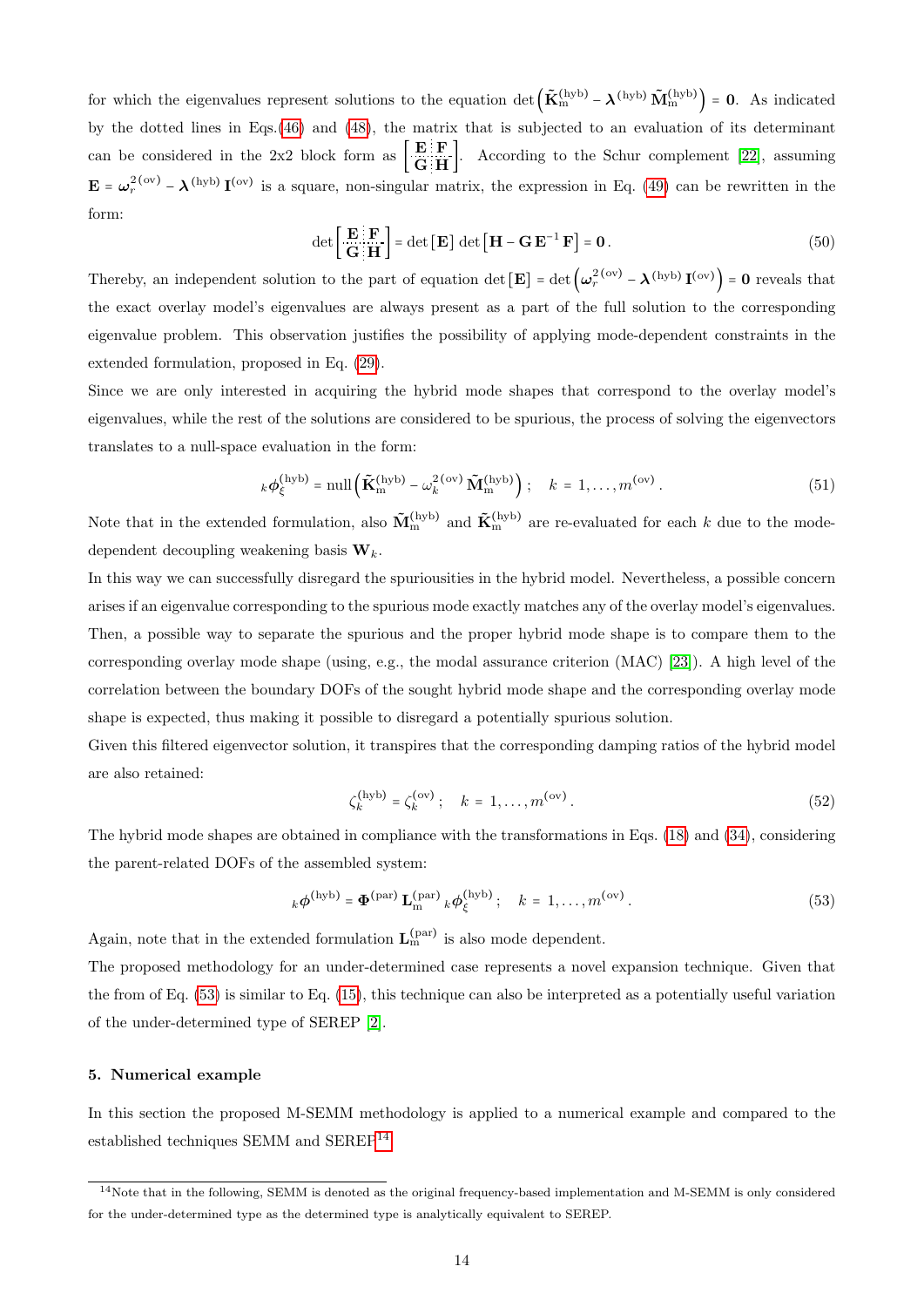for which the eigenvalues represent solutions to the equation $\det\left(\tilde{\mathbf{K}}_{\mathrm{m}}^{(\mathrm{hyb})} - \boldsymbol{\lambda}^{(\mathrm{hyb})}\,\tilde{\mathbf{M}}_{\mathrm{m}}^{(\mathrm{hyb})}\right) = \mathbf{0}$. As indicated by the dotted lines in Eqs.(46) and (48), the matrix that is subjected to an evaluation of its determinant can be considered in the 2x2 block form as $\left[\begin{array}{c:c}\mathbf{E} & \mathbf{F} \\ \hdashline \mathbf{G} & \mathbf{H}\end{array}\right]$. According to the Schur complement [22], assuming $\mathbf{E} = \boldsymbol{\omega}_r^{2\,(\mathrm{ov})} - \boldsymbol{\lambda}^{(\mathrm{hyb})}\,\mathbf{I}^{(\mathrm{ov})}$ is a square, non-singular matrix, the expression in Eq. (49) can be rewritten in the form:

$$\det\left[\begin{array}{c:c}\mathbf{E} & \mathbf{F} \\ \hdashline \mathbf{G} & \mathbf{H}\end{array}\right] = \det\left[\mathbf{E}\right]\,\det\left[\mathbf{H} - \mathbf{G}\,\mathbf{E}^{-1}\,\mathbf{F}\right] = \mathbf{0}\,. \tag{50}$$

Thereby, an independent solution to the part of equation $\det\left[\mathbf{E}\right] = \det\left(\boldsymbol{\omega}_r^{2\,(\mathrm{ov})} - \boldsymbol{\lambda}^{(\mathrm{hyb})}\,\mathbf{I}^{(\mathrm{ov})}\right) = \mathbf{0}$ reveals that the exact overlay model's eigenvalues are always present as a part of the full solution to the corresponding eigenvalue problem. This observation justifies the possibility of applying mode-dependent constraints in the extended formulation, proposed in Eq. (29).

Since we are only interested in acquiring the hybrid mode shapes that correspond to the overlay model's eigenvalues, while the rest of the solutions are considered to be spurious, the process of solving the eigenvectors translates to a null-space evaluation in the form:

$${}_{k}\boldsymbol{\phi}_{\xi}^{(\mathrm{hyb})} = \mathrm{null}\left(\tilde{\mathbf{K}}_{\mathrm{m}}^{(\mathrm{hyb})} - \omega_k^{2\,(\mathrm{ov})}\,\tilde{\mathbf{M}}_{\mathrm{m}}^{(\mathrm{hyb})}\right)\,; \quad k = 1, \ldots, m^{(\mathrm{ov})}\,. \tag{51}$$

Note that in the extended formulation, also $\tilde{\mathbf{M}}_{\mathrm{m}}^{(\mathrm{hyb})}$ and $\tilde{\mathbf{K}}_{\mathrm{m}}^{(\mathrm{hyb})}$ are re-evaluated for each $k$ due to the mode-dependent decoupling weakening basis $\mathbf{W}_k$.

In this way we can successfully disregard the spuriousities in the hybrid model. Nevertheless, a possible concern arises if an eigenvalue corresponding to the spurious mode exactly matches any of the overlay model's eigenvalues. Then, a possible way to separate the spurious and the proper hybrid mode shape is to compare them to the corresponding overlay mode shape (using, e.g., the modal assurance criterion (MAC) [23]). A high level of the correlation between the boundary DOFs of the sought hybrid mode shape and the corresponding overlay mode shape is expected, thus making it possible to disregard a potentially spurious solution.

Given this filtered eigenvector solution, it transpires that the corresponding damping ratios of the hybrid model are also retained:

$$\zeta_k^{(\mathrm{hyb})} = \zeta_k^{(\mathrm{ov})}\,; \quad k = 1, \ldots, m^{(\mathrm{ov})}\,. \tag{52}$$

The hybrid mode shapes are obtained in compliance with the transformations in Eqs. (18) and (34), considering the parent-related DOFs of the assembled system:

$${}_{k}\boldsymbol{\phi}^{(\mathrm{hyb})} = \boldsymbol{\Phi}^{(\mathrm{par})}\,\mathbf{L}_{\mathrm{m}}^{(\mathrm{par})}\,{}_{k}\boldsymbol{\phi}_{\xi}^{(\mathrm{hyb})}\,; \quad k = 1, \ldots, m^{(\mathrm{ov})}\,. \tag{53}$$

Again, note that in the extended formulation $\mathbf{L}_{\mathrm{m}}^{(\mathrm{par})}$ is also mode dependent.

The proposed methodology for an under-determined case represents a novel expansion technique. Given that the from of Eq. (53) is similar to Eq. (15), this technique can also be interpreted as a potentially useful variation of the under-determined type of SEREP [2].

## 5. Numerical example

In this section the proposed M-SEMM methodology is applied to a numerical example and compared to the established techniques SEMM and SEREP[14].

[14] Note that in the following, SEMM is denoted as the original frequency-based implementation and M-SEMM is only considered for the under-determined type as the determined type is analytically equivalent to SEREP.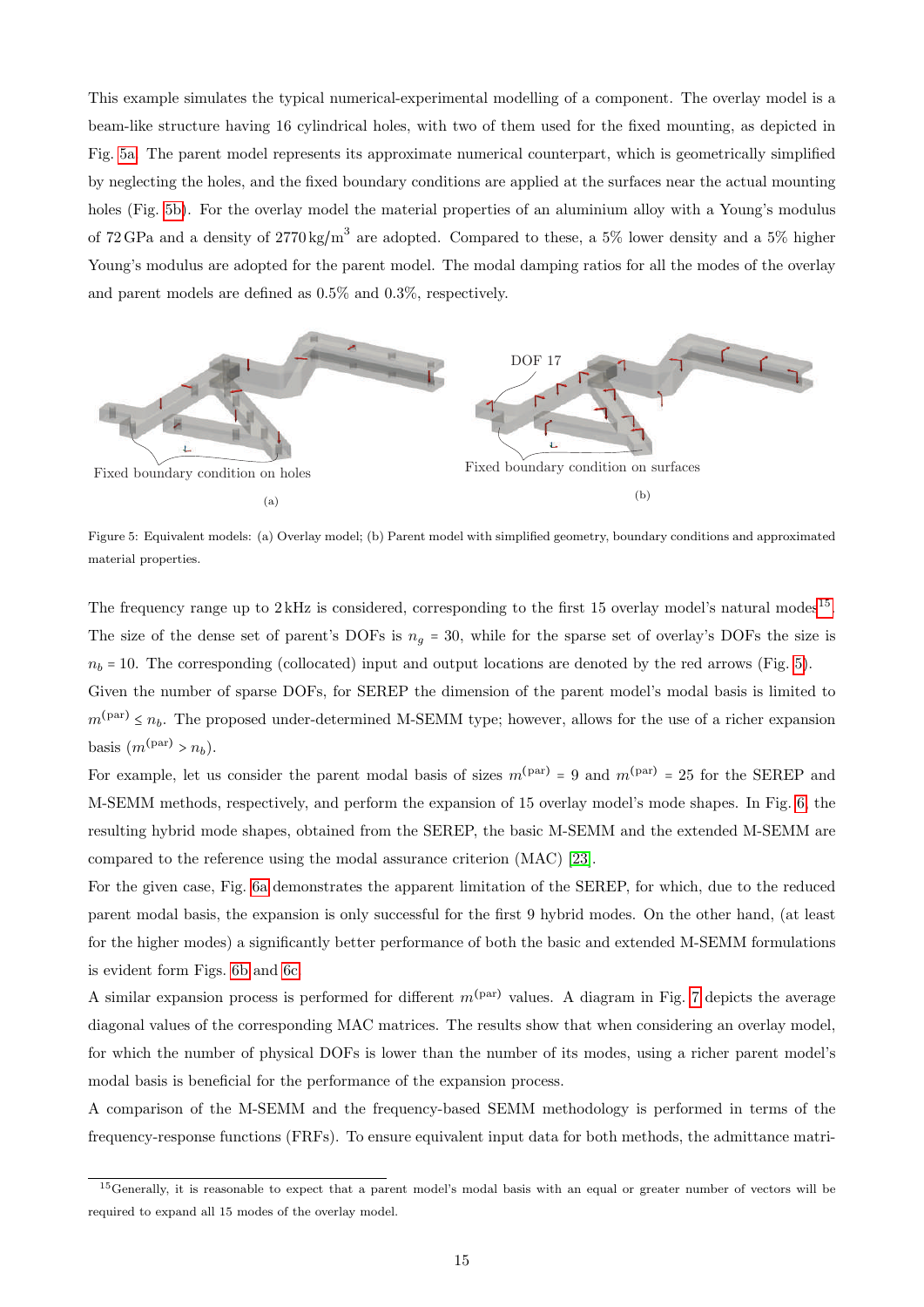This example simulates the typical numerical-experimental modelling of a component. The overlay model is a beam-like structure having 16 cylindrical holes, with two of them used for the fixed mounting, as depicted in Fig. 5a. The parent model represents its approximate numerical counterpart, which is geometrically simplified by neglecting the holes, and the fixed boundary conditions are applied at the surfaces near the actual mounting holes (Fig. 5b). For the overlay model the material properties of an aluminium alloy with a Young's modulus of 72 GPa and a density of 2770 kg/m$^3$ are adopted. Compared to these, a 5% lower density and a 5% higher Young's modulus are adopted for the parent model. The modal damping ratios for all the modes of the overlay and parent models are defined as 0.5% and 0.3%, respectively.

Figure 5: Equivalent models: (a) Overlay model; (b) Parent model with simplified geometry, boundary conditions and approximated material properties.

The frequency range up to 2 kHz is considered, corresponding to the first 15 overlay model's natural modes[15]. The size of the dense set of parent's DOFs is $n_g = 30$, while for the sparse set of overlay's DOFs the size is $n_b = 10$. The corresponding (collocated) input and output locations are denoted by the red arrows (Fig. 5).

Given the number of sparse DOFs, for SEREP the dimension of the parent model's modal basis is limited to $m^{(\text{par})} \leq n_b$. The proposed under-determined M-SEMM type; however, allows for the use of a richer expansion basis ($m^{(\text{par})} > n_b$).

For example, let us consider the parent modal basis of sizes $m^{(\text{par})} = 9$ and $m^{(\text{par})} = 25$ for the SEREP and M-SEMM methods, respectively, and perform the expansion of 15 overlay model's mode shapes. In Fig. 6, the resulting hybrid mode shapes, obtained from the SEREP, the basic M-SEMM and the extended M-SEMM are compared to the reference using the modal assurance criterion (MAC) [23].

For the given case, Fig. 6a demonstrates the apparent limitation of the SEREP, for which, due to the reduced parent modal basis, the expansion is only successful for the first 9 hybrid modes. On the other hand, (at least for the higher modes) a significantly better performance of both the basic and extended M-SEMM formulations is evident form Figs. 6b and 6c.

A similar expansion process is performed for different $m^{(\text{par})}$ values. A diagram in Fig. 7 depicts the average diagonal values of the corresponding MAC matrices. The results show that when considering an overlay model, for which the number of physical DOFs is lower than the number of its modes, using a richer parent model's modal basis is beneficial for the performance of the expansion process.

A comparison of the M-SEMM and the frequency-based SEMM methodology is performed in terms of the frequency-response functions (FRFs). To ensure equivalent input data for both methods, the admittance matri-

[15]Generally, it is reasonable to expect that a parent model's modal basis with an equal or greater number of vectors will be required to expand all 15 modes of the overlay model.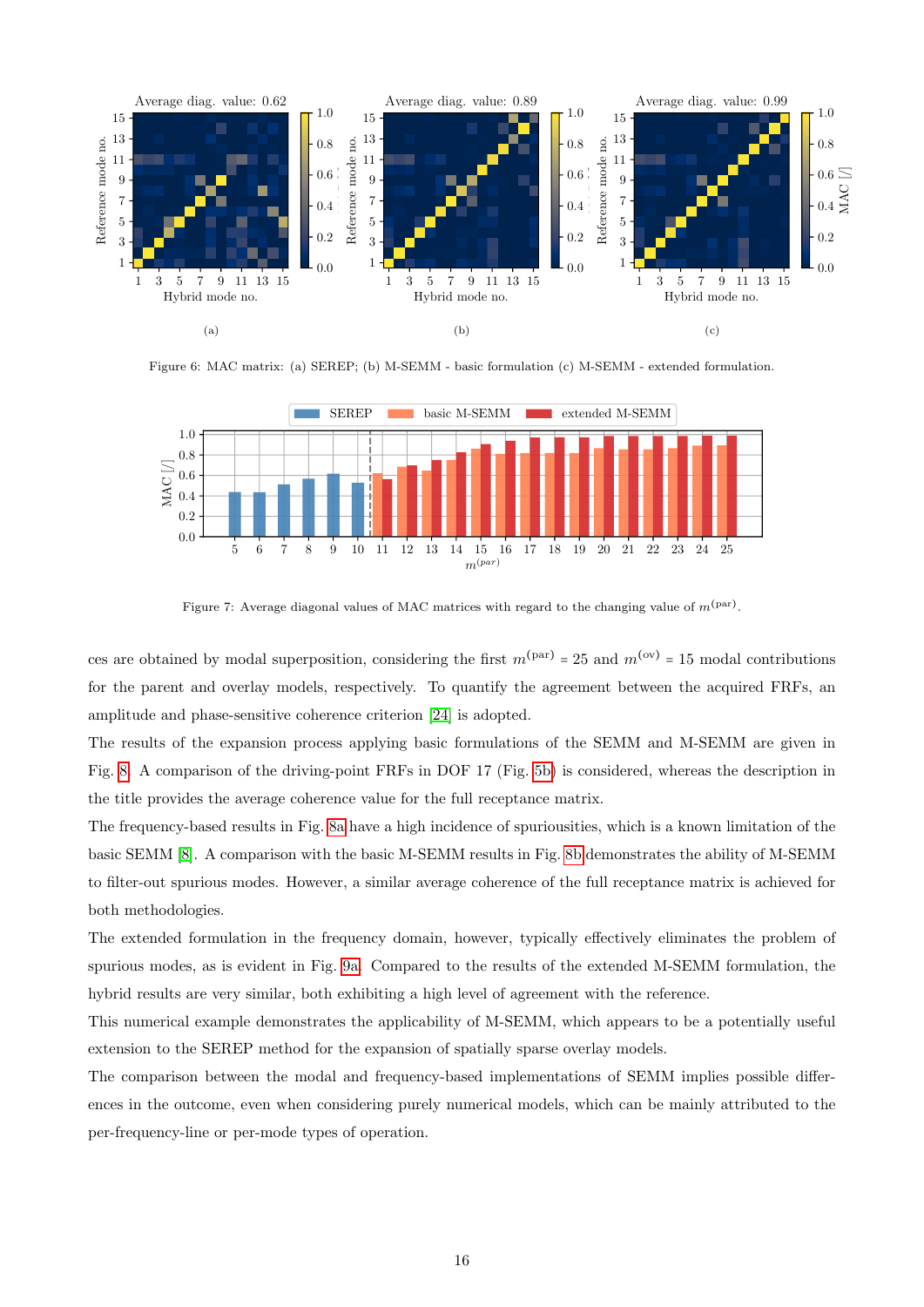Figure 6: MAC matrix: (a) SEREP; (b) M-SEMM - basic formulation (c) M-SEMM - extended formulation.

Figure 7: Average diagonal values of MAC matrices with regard to the changing value of $m^{(par)}$.

ces are obtained by modal superposition, considering the first $m^{(par)} = 25$ and $m^{(ov)} = 15$ modal contributions for the parent and overlay models, respectively. To quantify the agreement between the acquired FRFs, an amplitude and phase-sensitive coherence criterion [24] is adopted.

The results of the expansion process applying basic formulations of the SEMM and M-SEMM are given in Fig. 8. A comparison of the driving-point FRFs in DOF 17 (Fig. 5b) is considered, whereas the description in the title provides the average coherence value for the full receptance matrix.

The frequency-based results in Fig. 8a have a high incidence of spuriousities, which is a known limitation of the basic SEMM [8]. A comparison with the basic M-SEMM results in Fig. 8b demonstrates the ability of M-SEMM to filter-out spurious modes. However, a similar average coherence of the full receptance matrix is achieved for both methodologies.

The extended formulation in the frequency domain, however, typically effectively eliminates the problem of spurious modes, as is evident in Fig. 9a. Compared to the results of the extended M-SEMM formulation, the hybrid results are very similar, both exhibiting a high level of agreement with the reference.

This numerical example demonstrates the applicability of M-SEMM, which appears to be a potentially useful extension to the SEREP method for the expansion of spatially sparse overlay models.

The comparison between the modal and frequency-based implementations of SEMM implies possible differences in the outcome, even when considering purely numerical models, which can be mainly attributed to the per-frequency-line or per-mode types of operation.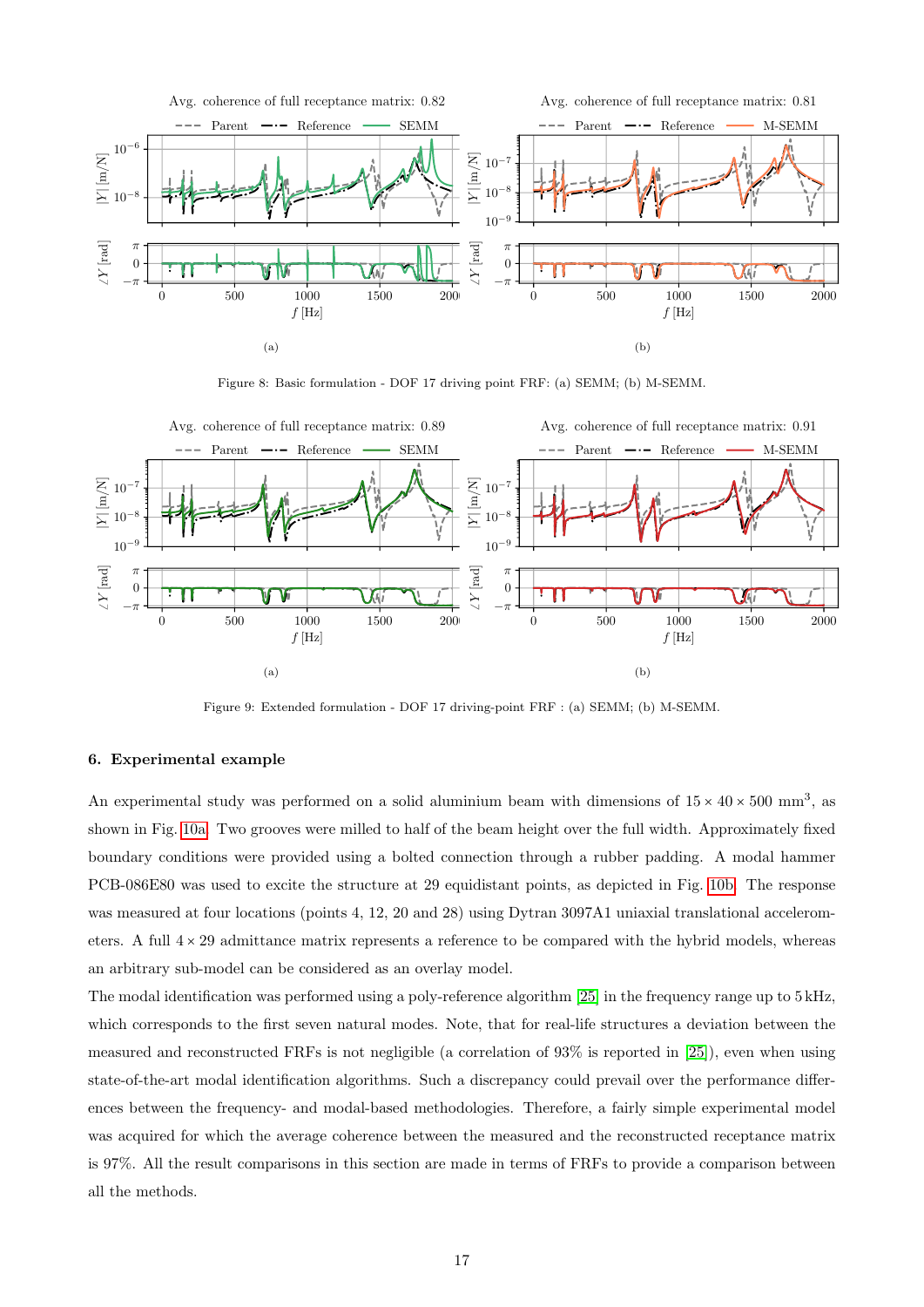Figure 8: Basic formulation - DOF 17 driving point FRF: (a) SEMM; (b) M-SEMM.

Figure 9: Extended formulation - DOF 17 driving-point FRF : (a) SEMM; (b) M-SEMM.

## 6. Experimental example

An experimental study was performed on a solid aluminium beam with dimensions of $15 \times 40 \times 500$ mm$^3$, as shown in Fig. 10a. Two grooves were milled to half of the beam height over the full width. Approximately fixed boundary conditions were provided using a bolted connection through a rubber padding. A modal hammer PCB-086E80 was used to excite the structure at 29 equidistant points, as depicted in Fig. 10b. The response was measured at four locations (points 4, 12, 20 and 28) using Dytran 3097A1 uniaxial translational accelerometers. A full $4 \times 29$ admittance matrix represents a reference to be compared with the hybrid models, whereas an arbitrary sub-model can be considered as an overlay model.

The modal identification was performed using a poly-reference algorithm [25] in the frequency range up to 5 kHz, which corresponds to the first seven natural modes. Note, that for real-life structures a deviation between the measured and reconstructed FRFs is not negligible (a correlation of 93% is reported in [25]), even when using state-of-the-art modal identification algorithms. Such a discrepancy could prevail over the performance differences between the frequency- and modal-based methodologies. Therefore, a fairly simple experimental model was acquired for which the average coherence between the measured and the reconstructed receptance matrix is 97%. All the result comparisons in this section are made in terms of FRFs to provide a comparison between all the methods.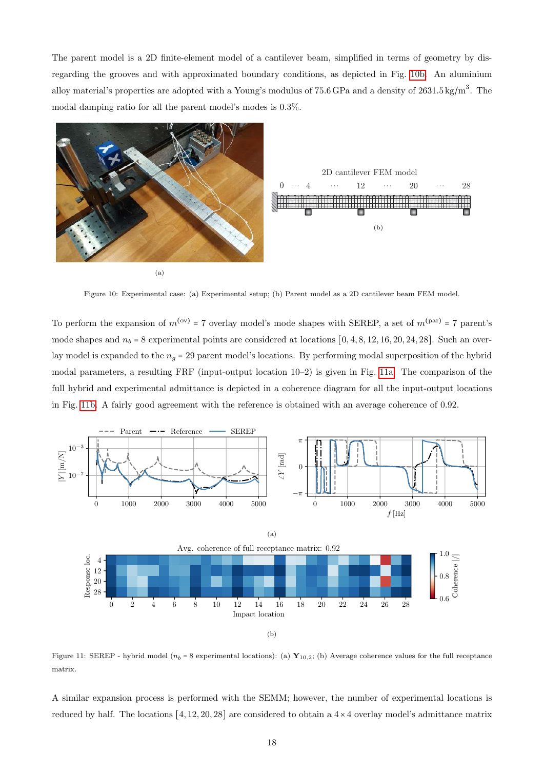The parent model is a 2D finite-element model of a cantilever beam, simplified in terms of geometry by disregarding the grooves and with approximated boundary conditions, as depicted in Fig. 10b. An aluminium alloy material's properties are adopted with a Young's modulus of 75.6 GPa and a density of 2631.5 kg/m$^3$. The modal damping ratio for all the parent model's modes is 0.3%.

Figure 10: Experimental case: (a) Experimental setup; (b) Parent model as a 2D cantilever beam FEM model.

To perform the expansion of $m^{(\mathrm{ov})} = 7$ overlay model's mode shapes with SEREP, a set of $m^{(\mathrm{par})} = 7$ parent's mode shapes and $n_b = 8$ experimental points are considered at locations $[0, 4, 8, 12, 16, 20, 24, 28]$. Such an overlay model is expanded to the $n_g = 29$ parent model's locations. By performing modal superposition of the hybrid modal parameters, a resulting FRF (input-output location 10–2) is given in Fig. 11a. The comparison of the full hybrid and experimental admittance is depicted in a coherence diagram for all the input-output locations in Fig. 11b. A fairly good agreement with the reference is obtained with an average coherence of 0.92.

Figure 11: SEREP - hybrid model ($n_b = 8$ experimental locations): (a) $\mathbf{Y}_{10,2}$; (b) Average coherence values for the full receptance matrix.

A similar expansion process is performed with the SEMM; however, the number of experimental locations is reduced by half. The locations $[4, 12, 20, 28]$ are considered to obtain a $4 \times 4$ overlay model's admittance matrix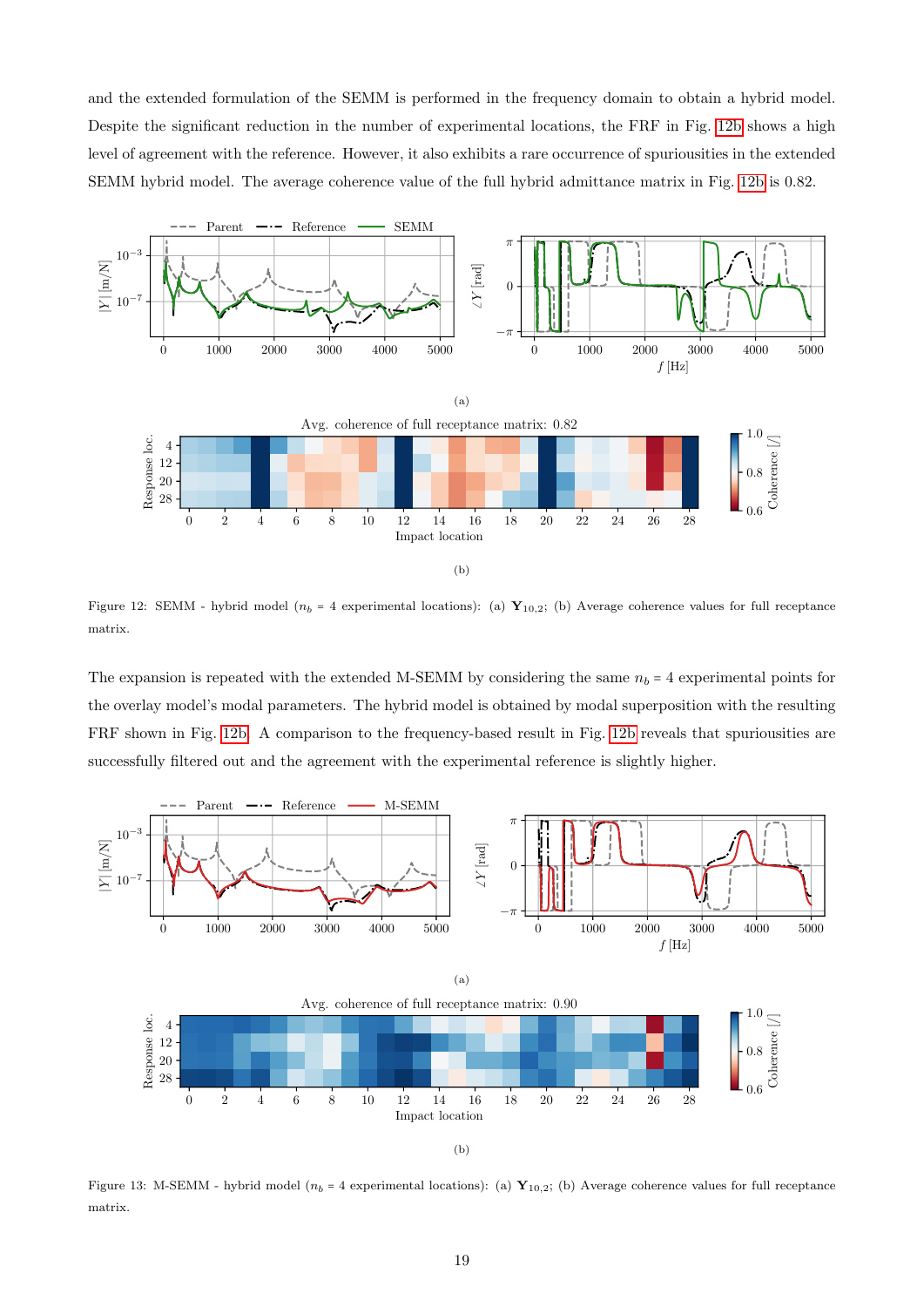and the extended formulation of the SEMM is performed in the frequency domain to obtain a hybrid model. Despite the significant reduction in the number of experimental locations, the FRF in Fig. 12b shows a high level of agreement with the reference. However, it also exhibits a rare occurrence of spuriousities in the extended SEMM hybrid model. The average coherence value of the full hybrid admittance matrix in Fig. 12b is 0.82.

(a)

(b)

Figure 12: SEMM - hybrid model ($n_b$ = 4 experimental locations): (a) $\mathbf{Y}_{10,2}$; (b) Average coherence values for full receptance matrix.

The expansion is repeated with the extended M-SEMM by considering the same $n_b$ = 4 experimental points for the overlay model's modal parameters. The hybrid model is obtained by modal superposition with the resulting FRF shown in Fig. 12b. A comparison to the frequency-based result in Fig. 12b reveals that spuriousities are successfully filtered out and the agreement with the experimental reference is slightly higher.

(a)

(b)

Figure 13: M-SEMM - hybrid model ($n_b$ = 4 experimental locations): (a) $\mathbf{Y}_{10,2}$; (b) Average coherence values for full receptance matrix.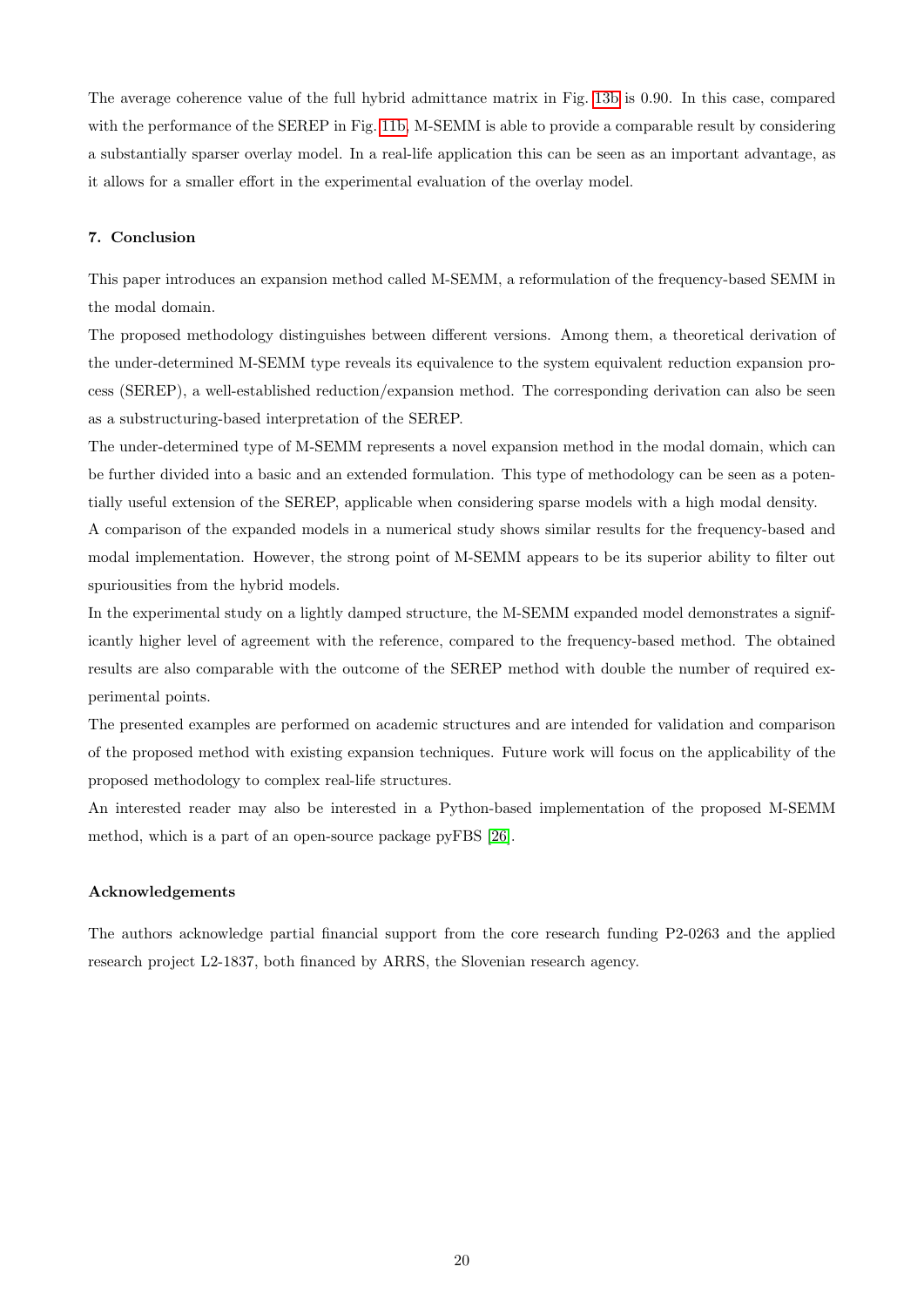The average coherence value of the full hybrid admittance matrix in Fig. 13b is 0.90. In this case, compared with the performance of the SEREP in Fig. 11b, M-SEMM is able to provide a comparable result by considering a substantially sparser overlay model. In a real-life application this can be seen as an important advantage, as it allows for a smaller effort in the experimental evaluation of the overlay model.

### 7. Conclusion

This paper introduces an expansion method called M-SEMM, a reformulation of the frequency-based SEMM in the modal domain.

The proposed methodology distinguishes between different versions. Among them, a theoretical derivation of the under-determined M-SEMM type reveals its equivalence to the system equivalent reduction expansion process (SEREP), a well-established reduction/expansion method. The corresponding derivation can also be seen as a substructuring-based interpretation of the SEREP.

The under-determined type of M-SEMM represents a novel expansion method in the modal domain, which can be further divided into a basic and an extended formulation. This type of methodology can be seen as a potentially useful extension of the SEREP, applicable when considering sparse models with a high modal density.

A comparison of the expanded models in a numerical study shows similar results for the frequency-based and modal implementation. However, the strong point of M-SEMM appears to be its superior ability to filter out spuriousities from the hybrid models.

In the experimental study on a lightly damped structure, the M-SEMM expanded model demonstrates a significantly higher level of agreement with the reference, compared to the frequency-based method. The obtained results are also comparable with the outcome of the SEREP method with double the number of required experimental points.

The presented examples are performed on academic structures and are intended for validation and comparison of the proposed method with existing expansion techniques. Future work will focus on the applicability of the proposed methodology to complex real-life structures.

An interested reader may also be interested in a Python-based implementation of the proposed M-SEMM method, which is a part of an open-source package pyFBS [26].

### Acknowledgements

The authors acknowledge partial financial support from the core research funding P2-0263 and the applied research project L2-1837, both financed by ARRS, the Slovenian research agency.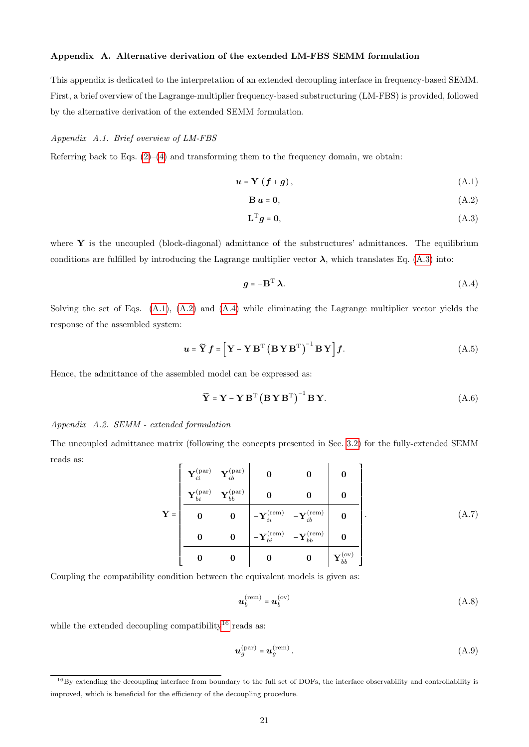## Appendix A. Alternative derivation of the extended LM-FBS SEMM formulation

This appendix is dedicated to the interpretation of an extended decoupling interface in frequency-based SEMM. First, a brief overview of the Lagrange-multiplier frequency-based substructuring (LM-FBS) is provided, followed by the alternative derivation of the extended SEMM formulation.

### Appendix A.1. Brief overview of LM-FBS

Referring back to Eqs. (2)–(4) and transforming them to the frequency domain, we obtain:

$$\boldsymbol{u} = \mathbf{Y}\,(\boldsymbol{f} + \boldsymbol{g}), \tag{A.1}$$

$$\mathbf{B}\,\boldsymbol{u} = \mathbf{0}, \tag{A.2}$$

$$\mathbf{L}^{\mathrm{T}}\boldsymbol{g} = \mathbf{0}, \tag{A.3}$$

where $\mathbf{Y}$ is the uncoupled (block-diagonal) admittance of the substructures' admittances. The equilibrium conditions are fulfilled by introducing the Lagrange multiplier vector $\boldsymbol{\lambda}$, which translates Eq. (A.3) into:

$$\boldsymbol{g} = -\mathbf{B}^{\mathrm{T}}\,\boldsymbol{\lambda}. \tag{A.4}$$

Solving the set of Eqs. (A.1), (A.2) and (A.4) while eliminating the Lagrange multiplier vector yields the response of the assembled system:

$$\boldsymbol{u} = \widetilde{\mathbf{Y}}\,\boldsymbol{f} = \left[\mathbf{Y} - \mathbf{Y}\,\mathbf{B}^{\mathrm{T}}\left(\mathbf{B}\,\mathbf{Y}\,\mathbf{B}^{\mathrm{T}}\right)^{-1}\mathbf{B}\,\mathbf{Y}\right]\boldsymbol{f}. \tag{A.5}$$

Hence, the admittance of the assembled model can be expressed as:

$$\widetilde{\mathbf{Y}} = \mathbf{Y} - \mathbf{Y}\,\mathbf{B}^{\mathrm{T}}\left(\mathbf{B}\,\mathbf{Y}\,\mathbf{B}^{\mathrm{T}}\right)^{-1}\mathbf{B}\,\mathbf{Y}. \tag{A.6}$$

### Appendix A.2. SEMM - extended formulation

The uncoupled admittance matrix (following the concepts presented in Sec. 3.2) for the fully-extended SEMM reads as:

$$\mathbf{Y} = \left[\begin{array}{cc|cc|c}
\mathbf{Y}_{ii}^{(\mathrm{par})} & \mathbf{Y}_{ib}^{(\mathrm{par})} & \mathbf{0} & \mathbf{0} & \mathbf{0} \\
\mathbf{Y}_{bi}^{(\mathrm{par})} & \mathbf{Y}_{bb}^{(\mathrm{par})} & \mathbf{0} & \mathbf{0} & \mathbf{0} \\
\hline
\mathbf{0} & \mathbf{0} & -\mathbf{Y}_{ii}^{(\mathrm{rem})} & -\mathbf{Y}_{ib}^{(\mathrm{rem})} & \mathbf{0} \\
\mathbf{0} & \mathbf{0} & -\mathbf{Y}_{bi}^{(\mathrm{rem})} & -\mathbf{Y}_{bb}^{(\mathrm{rem})} & \mathbf{0} \\
\hline
\mathbf{0} & \mathbf{0} & \mathbf{0} & \mathbf{0} & \mathbf{Y}_{bb}^{(\mathrm{ov})}
\end{array}\right]. \tag{A.7}$$

Coupling the compatibility condition between the equivalent models is given as:

$$\boldsymbol{u}_b^{(\mathrm{rem})} = \boldsymbol{u}_b^{(\mathrm{ov})} \tag{A.8}$$

while the extended decoupling compatibility[16] reads as:

$$\boldsymbol{u}_g^{(\mathrm{par})} = \boldsymbol{u}_g^{(\mathrm{rem})}. \tag{A.9}$$

[16] By extending the decoupling interface from boundary to the full set of DOFs, the interface observability and controllability is improved, which is beneficial for the efficiency of the decoupling procedure.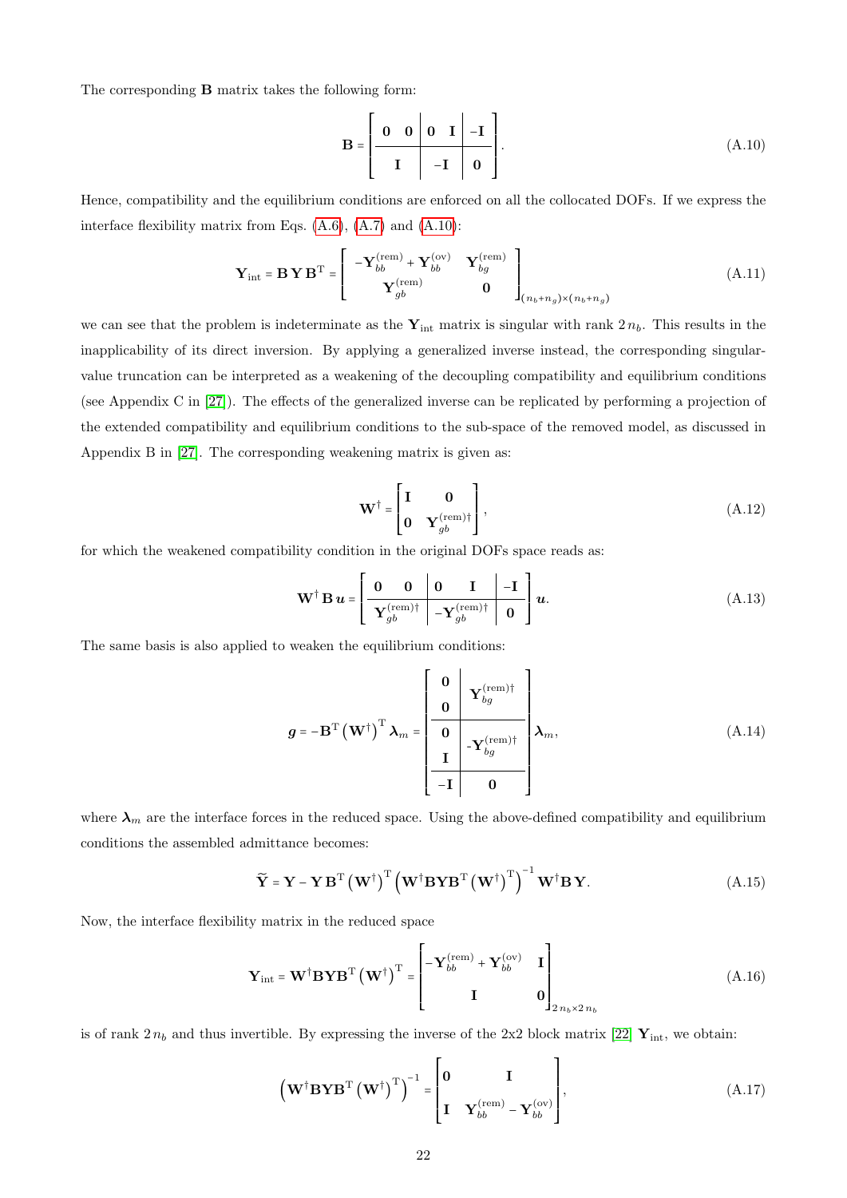The corresponding $\mathbf{B}$ matrix takes the following form:

$$
\mathbf{B} = \left[\begin{array}{cc|cc|c} \mathbf{0} & \mathbf{0} & \mathbf{0} & \mathbf{I} & -\mathbf{I} \\ \hline \multicolumn{2}{c|}{\mathbf{I}} & \multicolumn{2}{c|}{-\mathbf{I}} & \mathbf{0} \end{array}\right]. \tag{A.10}
$$

Hence, compatibility and the equilibrium conditions are enforced on all the collocated DOFs. If we express the interface flexibility matrix from Eqs. (A.6), (A.7) and (A.10):

$$
\mathbf{Y}_{\text{int}} = \mathbf{B}\,\mathbf{Y}\,\mathbf{B}^{\mathrm{T}} = \begin{bmatrix} -\mathbf{Y}_{bb}^{(\text{rem})} + \mathbf{Y}_{bb}^{(\text{ov})} & \mathbf{Y}_{bg}^{(\text{rem})} \\ \mathbf{Y}_{gb}^{(\text{rem})} & \mathbf{0} \end{bmatrix}_{(n_b+n_g)\times(n_b+n_g)} \tag{A.11}
$$

we can see that the problem is indeterminate as the $\mathbf{Y}_{\text{int}}$ matrix is singular with rank $2\,n_b$. This results in the inapplicability of its direct inversion. By applying a generalized inverse instead, the corresponding singular-value truncation can be interpreted as a weakening of the decoupling compatibility and equilibrium conditions (see Appendix C in [27]). The effects of the generalized inverse can be replicated by performing a projection of the extended compatibility and equilibrium conditions to the sub-space of the removed model, as discussed in Appendix B in [27]. The corresponding weakening matrix is given as:

$$
\mathbf{W}^{\dagger} = \begin{bmatrix} \mathbf{I} & \mathbf{0} \\ \mathbf{0} & \mathbf{Y}_{gb}^{(\text{rem})\dagger} \end{bmatrix}, \tag{A.12}
$$

for which the weakened compatibility condition in the original DOFs space reads as:

$$
\mathbf{W}^{\dagger}\,\mathbf{B}\,\boldsymbol{u} = \left[\begin{array}{cc|cc|c} \mathbf{0} & \mathbf{0} & \mathbf{0} & \mathbf{I} & -\mathbf{I} \\ \hline \multicolumn{2}{c|}{\mathbf{Y}_{gb}^{(\text{rem})\dagger}} & \multicolumn{2}{c|}{-\mathbf{Y}_{gb}^{(\text{rem})\dagger}} & \mathbf{0} \end{array}\right] \boldsymbol{u}. \tag{A.13}
$$

The same basis is also applied to weaken the equilibrium conditions:

$$
\boldsymbol{g} = -\mathbf{B}^{\mathrm{T}}\left(\mathbf{W}^{\dagger}\right)^{\mathrm{T}}\boldsymbol{\lambda}_m = \left[\begin{array}{c|c} \mathbf{0} & \multirow{2}{*}{$\mathbf{Y}_{bg}^{(\text{rem})\dagger}$} \\ \mathbf{0} & \\ \hline \mathbf{0} & \multirow{2}{*}{$-\mathbf{Y}_{bg}^{(\text{rem})\dagger}$} \\ \mathbf{I} & \\ \hline -\mathbf{I} & \mathbf{0} \end{array}\right] \boldsymbol{\lambda}_m, \tag{A.14}
$$

where $\boldsymbol{\lambda}_m$ are the interface forces in the reduced space. Using the above-defined compatibility and equilibrium conditions the assembled admittance becomes:

$$
\widetilde{\mathbf{Y}} = \mathbf{Y} - \mathbf{Y}\,\mathbf{B}^{\mathrm{T}}\left(\mathbf{W}^{\dagger}\right)^{\mathrm{T}}\left(\mathbf{W}^{\dagger}\mathbf{B}\mathbf{Y}\mathbf{B}^{\mathrm{T}}\left(\mathbf{W}^{\dagger}\right)^{\mathrm{T}}\right)^{-1}\mathbf{W}^{\dagger}\mathbf{B}\,\mathbf{Y}. \tag{A.15}
$$

Now, the interface flexibility matrix in the reduced space

$$
\mathbf{Y}_{\text{int}} = \mathbf{W}^{\dagger}\mathbf{B}\mathbf{Y}\mathbf{B}^{\mathrm{T}}\left(\mathbf{W}^{\dagger}\right)^{\mathrm{T}} = \begin{bmatrix} -\mathbf{Y}_{bb}^{(\text{rem})} + \mathbf{Y}_{bb}^{(\text{ov})} & \mathbf{I} \\ \mathbf{I} & \mathbf{0} \end{bmatrix}_{2\,n_b \times 2\,n_b} \tag{A.16}
$$

is of rank $2\,n_b$ and thus invertible. By expressing the inverse of the 2x2 block matrix [22] $\mathbf{Y}_{\text{int}}$, we obtain:

$$
\left(\mathbf{W}^{\dagger}\mathbf{B}\mathbf{Y}\mathbf{B}^{\mathrm{T}}\left(\mathbf{W}^{\dagger}\right)^{\mathrm{T}}\right)^{-1} = \begin{bmatrix} \mathbf{0} & \mathbf{I} \\ \mathbf{I} & \mathbf{Y}_{bb}^{(\text{rem})} - \mathbf{Y}_{bb}^{(\text{ov})} \end{bmatrix}, \tag{A.17}
$$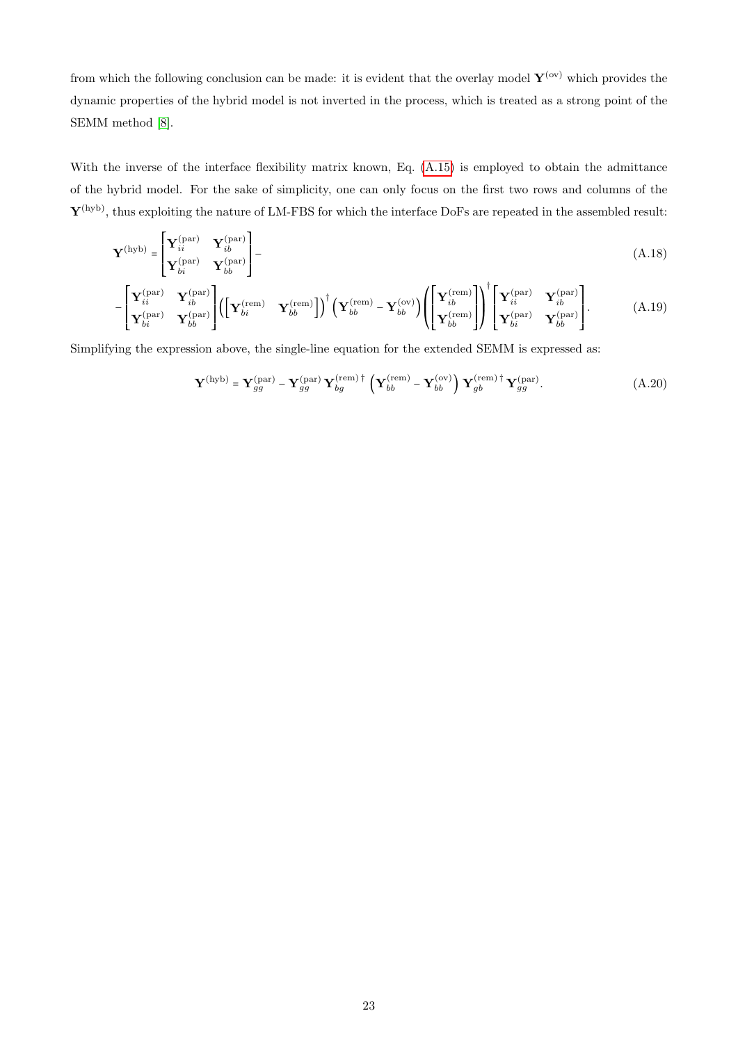from which the following conclusion can be made: it is evident that the overlay model $\mathbf{Y}^{(\text{ov})}$ which provides the dynamic properties of the hybrid model is not inverted in the process, which is treated as a strong point of the SEMM method [8].

With the inverse of the interface flexibility matrix known, Eq. (A.15) is employed to obtain the admittance of the hybrid model. For the sake of simplicity, one can only focus on the first two rows and columns of the $\mathbf{Y}^{(\text{hyb})}$, thus exploiting the nature of LM-FBS for which the interface DoFs are repeated in the assembled result:

$$\mathbf{Y}^{(\text{hyb})} = \begin{bmatrix} \mathbf{Y}_{ii}^{(\text{par})} & \mathbf{Y}_{ib}^{(\text{par})} \\ \mathbf{Y}_{bi}^{(\text{par})} & \mathbf{Y}_{bb}^{(\text{par})} \end{bmatrix} - \tag{A.18}$$

$$- \begin{bmatrix} \mathbf{Y}_{ii}^{(\text{par})} & \mathbf{Y}_{ib}^{(\text{par})} \\ \mathbf{Y}_{bi}^{(\text{par})} & \mathbf{Y}_{bb}^{(\text{par})} \end{bmatrix} \left( \begin{bmatrix} \mathbf{Y}_{bi}^{(\text{rem})} & \mathbf{Y}_{bb}^{(\text{rem})} \end{bmatrix} \right)^{\dagger} \left( \mathbf{Y}_{bb}^{(\text{rem})} - \mathbf{Y}_{bb}^{(\text{ov})} \right) \left( \begin{bmatrix} \mathbf{Y}_{ib}^{(\text{rem})} \\ \mathbf{Y}_{bb}^{(\text{rem})} \end{bmatrix} \right)^{\dagger} \begin{bmatrix} \mathbf{Y}_{ii}^{(\text{par})} & \mathbf{Y}_{ib}^{(\text{par})} \\ \mathbf{Y}_{bi}^{(\text{par})} & \mathbf{Y}_{bb}^{(\text{par})} \end{bmatrix}. \tag{A.19}$$

Simplifying the expression above, the single-line equation for the extended SEMM is expressed as:

$$\mathbf{Y}^{(\text{hyb})} = \mathbf{Y}_{gg}^{(\text{par})} - \mathbf{Y}_{gg}^{(\text{par})} \mathbf{Y}_{bg}^{(\text{rem})\,\dagger} \left( \mathbf{Y}_{bb}^{(\text{rem})} - \mathbf{Y}_{bb}^{(\text{ov})} \right) \mathbf{Y}_{gb}^{(\text{rem})\,\dagger} \mathbf{Y}_{gg}^{(\text{par})}. \tag{A.20}$$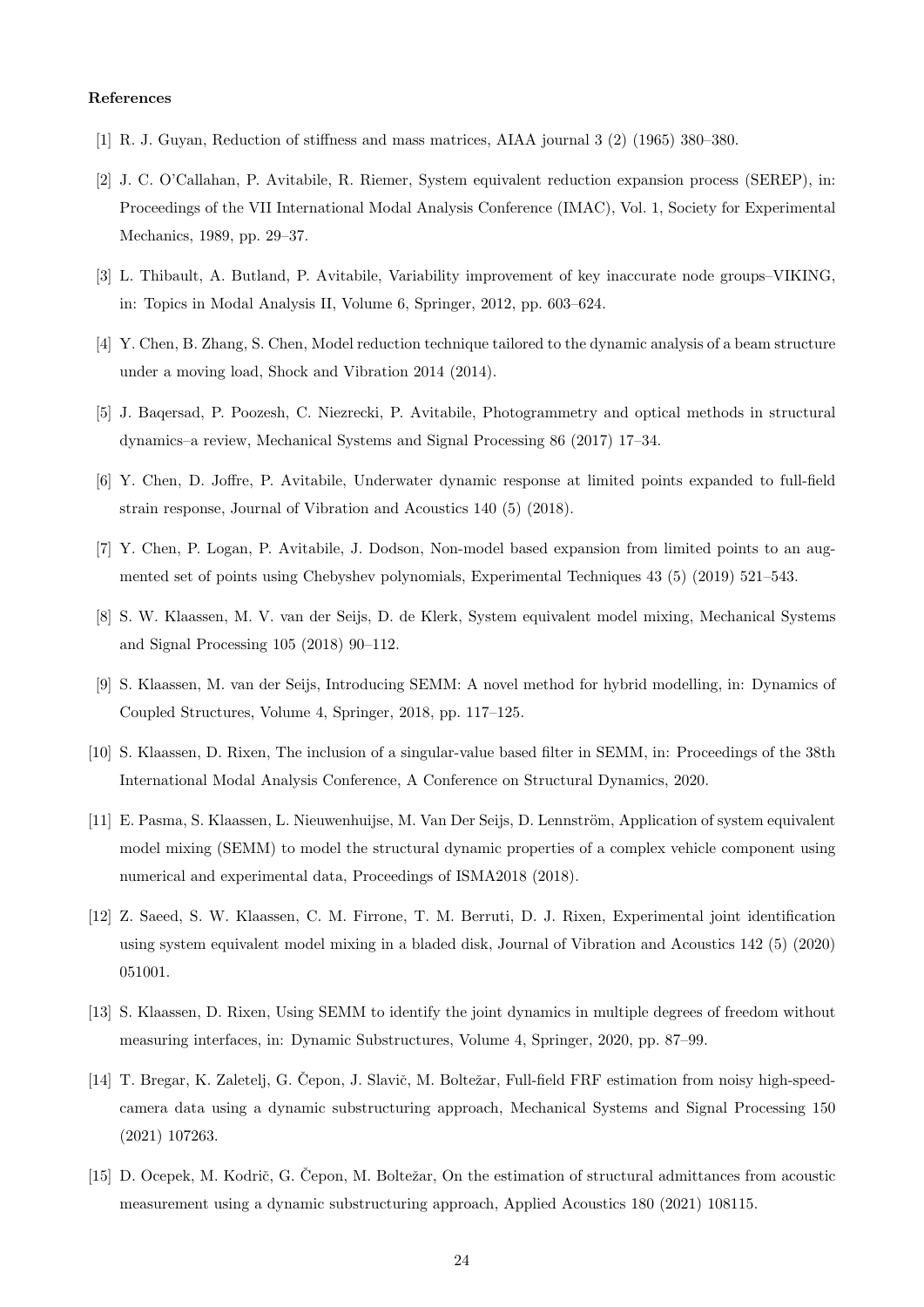**References**

[1] R. J. Guyan, Reduction of stiffness and mass matrices, AIAA journal 3 (2) (1965) 380–380.

[2] J. C. O'Callahan, P. Avitabile, R. Riemer, System equivalent reduction expansion process (SEREP), in: Proceedings of the VII International Modal Analysis Conference (IMAC), Vol. 1, Society for Experimental Mechanics, 1989, pp. 29–37.

[3] L. Thibault, A. Butland, P. Avitabile, Variability improvement of key inaccurate node groups–VIKING, in: Topics in Modal Analysis II, Volume 6, Springer, 2012, pp. 603–624.

[4] Y. Chen, B. Zhang, S. Chen, Model reduction technique tailored to the dynamic analysis of a beam structure under a moving load, Shock and Vibration 2014 (2014).

[5] J. Baqersad, P. Poozesh, C. Niezrecki, P. Avitabile, Photogrammetry and optical methods in structural dynamics–a review, Mechanical Systems and Signal Processing 86 (2017) 17–34.

[6] Y. Chen, D. Joffre, P. Avitabile, Underwater dynamic response at limited points expanded to full-field strain response, Journal of Vibration and Acoustics 140 (5) (2018).

[7] Y. Chen, P. Logan, P. Avitabile, J. Dodson, Non-model based expansion from limited points to an augmented set of points using Chebyshev polynomials, Experimental Techniques 43 (5) (2019) 521–543.

[8] S. W. Klaassen, M. V. van der Seijs, D. de Klerk, System equivalent model mixing, Mechanical Systems and Signal Processing 105 (2018) 90–112.

[9] S. Klaassen, M. van der Seijs, Introducing SEMM: A novel method for hybrid modelling, in: Dynamics of Coupled Structures, Volume 4, Springer, 2018, pp. 117–125.

[10] S. Klaassen, D. Rixen, The inclusion of a singular-value based filter in SEMM, in: Proceedings of the 38th International Modal Analysis Conference, A Conference on Structural Dynamics, 2020.

[11] E. Pasma, S. Klaassen, L. Nieuwenhuijse, M. Van Der Seijs, D. Lennström, Application of system equivalent model mixing (SEMM) to model the structural dynamic properties of a complex vehicle component using numerical and experimental data, Proceedings of ISMA2018 (2018).

[12] Z. Saeed, S. W. Klaassen, C. M. Firrone, T. M. Berruti, D. J. Rixen, Experimental joint identification using system equivalent model mixing in a bladed disk, Journal of Vibration and Acoustics 142 (5) (2020) 051001.

[13] S. Klaassen, D. Rixen, Using SEMM to identify the joint dynamics in multiple degrees of freedom without measuring interfaces, in: Dynamic Substructures, Volume 4, Springer, 2020, pp. 87–99.

[14] T. Bregar, K. Zaletelj, G. Čepon, J. Slavič, M. Boltežar, Full-field FRF estimation from noisy high-speed-camera data using a dynamic substructuring approach, Mechanical Systems and Signal Processing 150 (2021) 107263.

[15] D. Ocepek, M. Kodrič, G. Čepon, M. Boltežar, On the estimation of structural admittances from acoustic measurement using a dynamic substructuring approach, Applied Acoustics 180 (2021) 108115.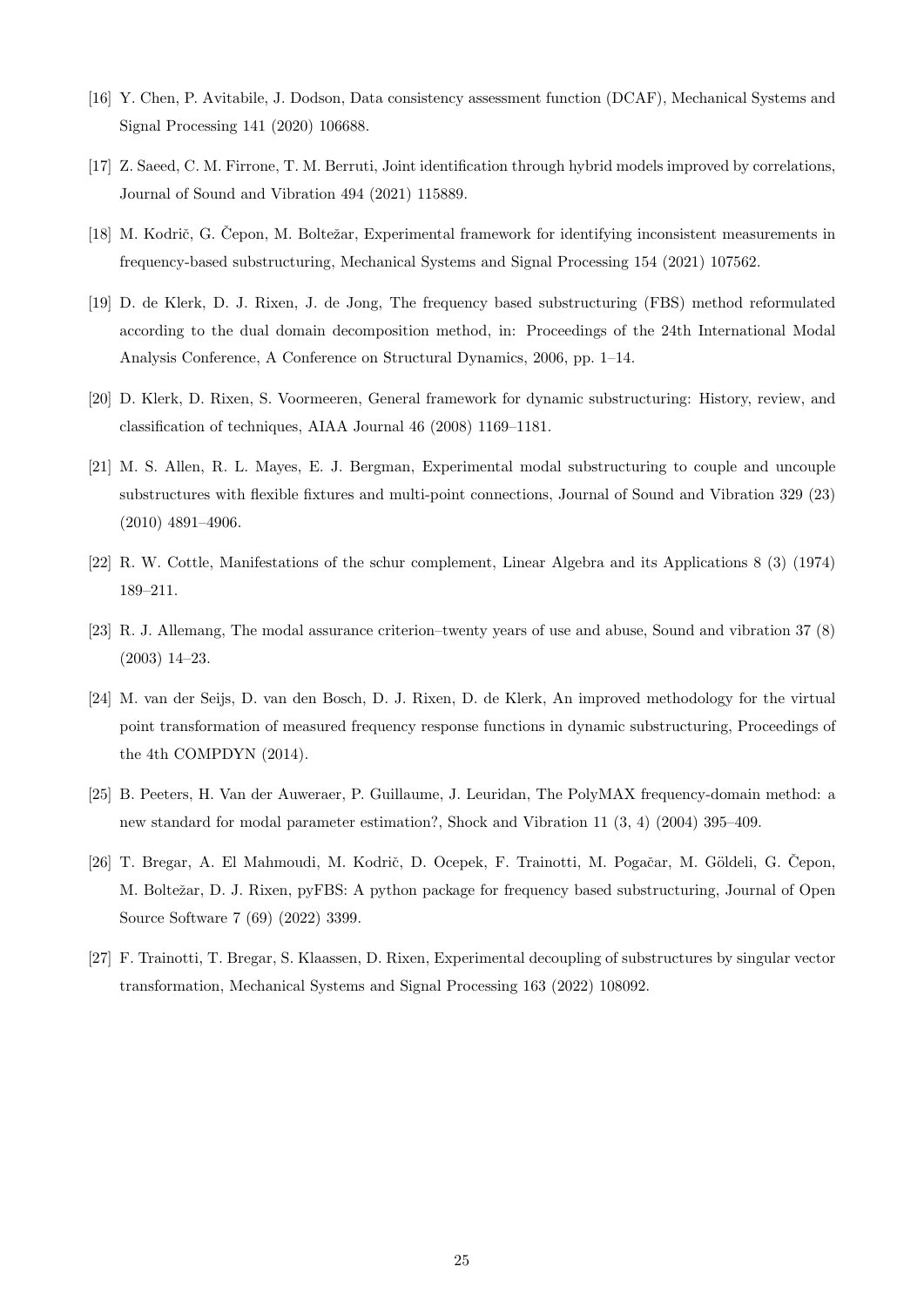[16] Y. Chen, P. Avitabile, J. Dodson, Data consistency assessment function (DCAF), Mechanical Systems and Signal Processing 141 (2020) 106688.

[17] Z. Saeed, C. M. Firrone, T. M. Berruti, Joint identification through hybrid models improved by correlations, Journal of Sound and Vibration 494 (2021) 115889.

[18] M. Kodrič, G. Čepon, M. Boltežar, Experimental framework for identifying inconsistent measurements in frequency-based substructuring, Mechanical Systems and Signal Processing 154 (2021) 107562.

[19] D. de Klerk, D. J. Rixen, J. de Jong, The frequency based substructuring (FBS) method reformulated according to the dual domain decomposition method, in: Proceedings of the 24th International Modal Analysis Conference, A Conference on Structural Dynamics, 2006, pp. 1–14.

[20] D. Klerk, D. Rixen, S. Voormeeren, General framework for dynamic substructuring: History, review, and classification of techniques, AIAA Journal 46 (2008) 1169–1181.

[21] M. S. Allen, R. L. Mayes, E. J. Bergman, Experimental modal substructuring to couple and uncouple substructures with flexible fixtures and multi-point connections, Journal of Sound and Vibration 329 (23) (2010) 4891–4906.

[22] R. W. Cottle, Manifestations of the schur complement, Linear Algebra and its Applications 8 (3) (1974) 189–211.

[23] R. J. Allemang, The modal assurance criterion–twenty years of use and abuse, Sound and vibration 37 (8) (2003) 14–23.

[24] M. van der Seijs, D. van den Bosch, D. J. Rixen, D. de Klerk, An improved methodology for the virtual point transformation of measured frequency response functions in dynamic substructuring, Proceedings of the 4th COMPDYN (2014).

[25] B. Peeters, H. Van der Auweraer, P. Guillaume, J. Leuridan, The PolyMAX frequency-domain method: a new standard for modal parameter estimation?, Shock and Vibration 11 (3, 4) (2004) 395–409.

[26] T. Bregar, A. El Mahmoudi, M. Kodrič, D. Ocepek, F. Trainotti, M. Pogačar, M. Göldeli, G. Čepon, M. Boltežar, D. J. Rixen, pyFBS: A python package for frequency based substructuring, Journal of Open Source Software 7 (69) (2022) 3399.

[27] F. Trainotti, T. Bregar, S. Klaassen, D. Rixen, Experimental decoupling of substructures by singular vector transformation, Mechanical Systems and Signal Processing 163 (2022) 108092.